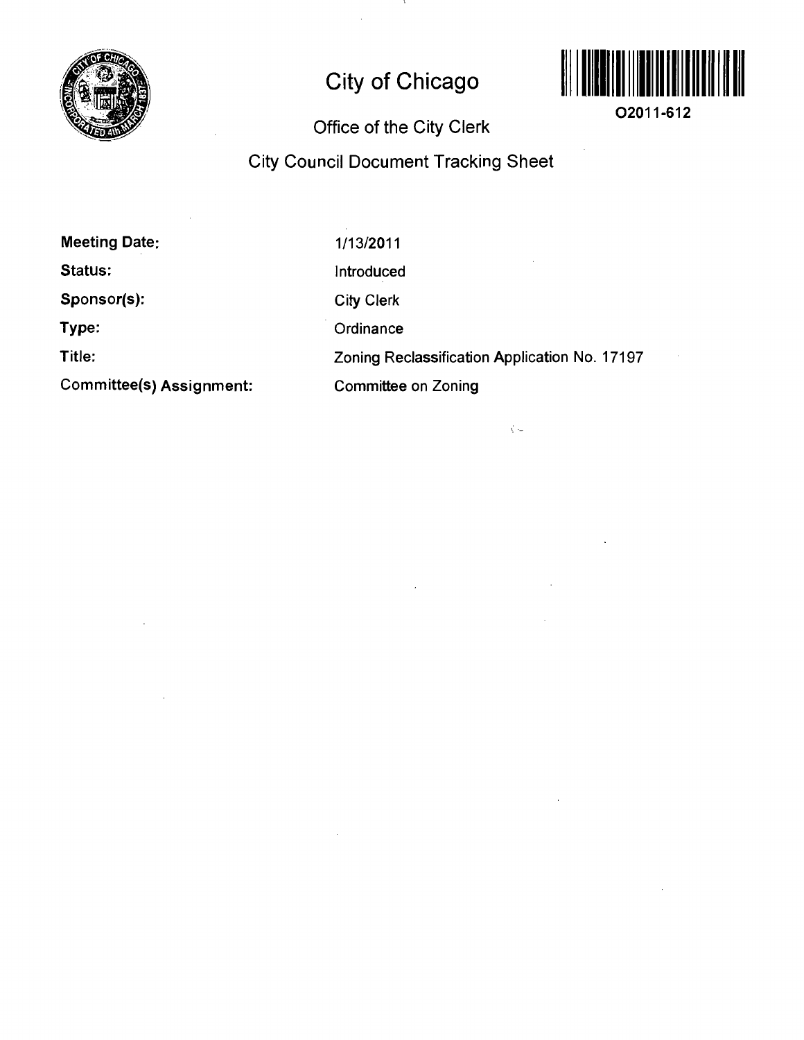# City of Chicago

O2011-612

## Office of the City Clerk

## City Council Document Tracking Sheet

| | |
|---|---|
| **Meeting Date:** | 1/13/2011 |
| **Status:** | Introduced |
| **Sponsor(s):** | City Clerk |
| **Type:** | Ordinance |
| **Title:** | Zoning Reclassification Application No. 17197 |
| **Committee(s) Assignment:** | Committee on Zoning |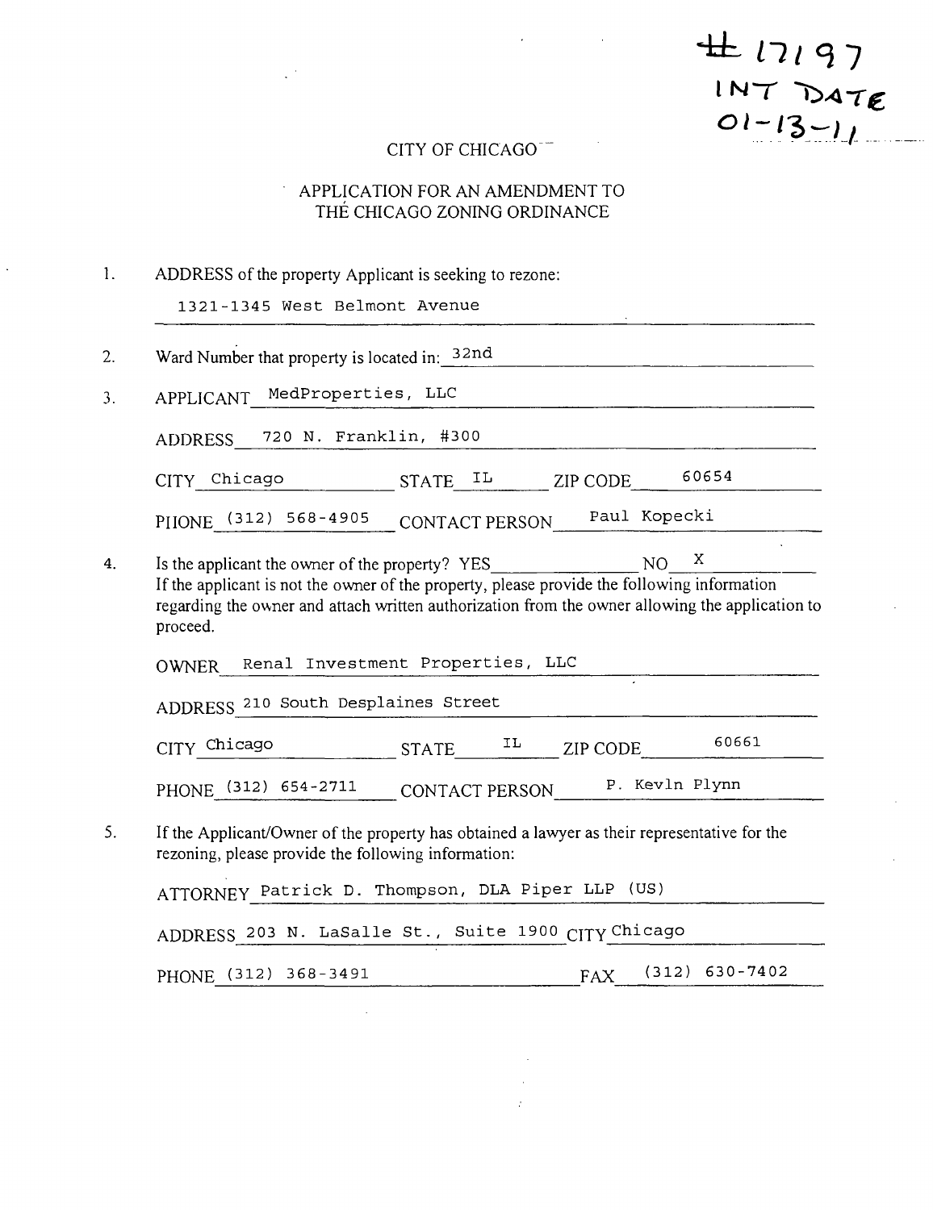#17197
INT DATE
01-13-11

CITY OF CHICAGO

APPLICATION FOR AN AMENDMENT TO
THE CHICAGO ZONING ORDINANCE

1. ADDRESS of the property Applicant is seeking to rezone:

   1321-1345 West Belmont Avenue

2. Ward Number that property is located in: 32nd

3. APPLICANT MedProperties, LLC

   ADDRESS 720 N. Franklin, #300

   CITY Chicago STATE IL ZIP CODE 60654

   PHONE (312) 568-4905 CONTACT PERSON Paul Kopecki

4. Is the applicant the owner of the property? YES ______ NO X
   If the applicant is not the owner of the property, please provide the following information regarding the owner and attach written authorization from the owner allowing the application to proceed.

   OWNER Renal Investment Properties, LLC

   ADDRESS 210 South Desplaines Street

   CITY Chicago STATE IL ZIP CODE 60661

   PHONE (312) 654-2711 CONTACT PERSON P. Kevln Plynn

5. If the Applicant/Owner of the property has obtained a lawyer as their representative for the rezoning, please provide the following information:

   ATTORNEY Patrick D. Thompson, DLA Piper LLP (US)

   ADDRESS 203 N. LaSalle St., Suite 1900 CITY Chicago

   PHONE (312) 368-3491 FAX (312) 630-7402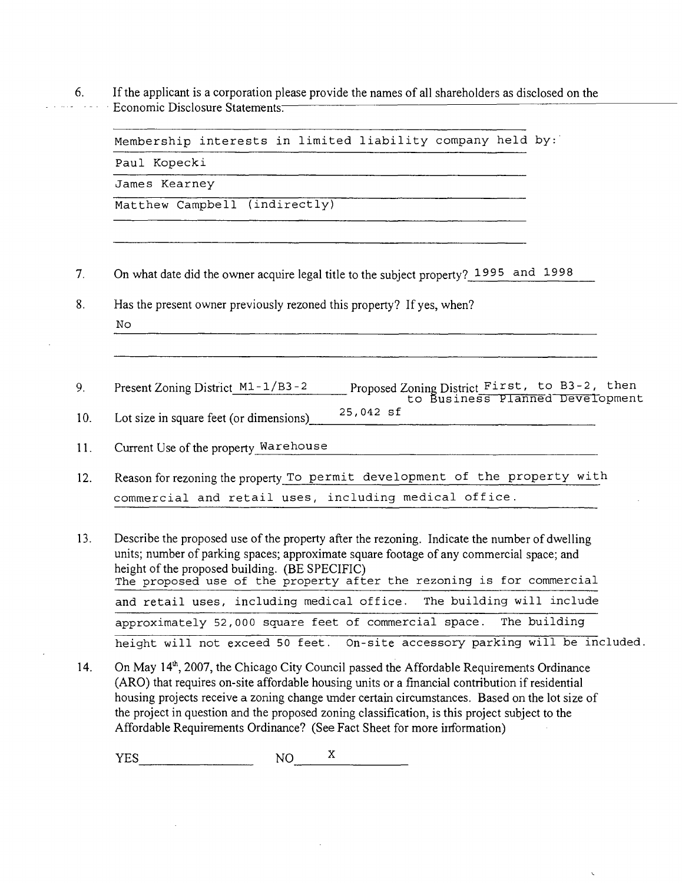6. If the applicant is a corporation please provide the names of all shareholders as disclosed on the Economic Disclosure Statements.

   Membership interests in limited liability company held by:

   Paul Kopecki

   James Kearney

   Matthew Campbell (indirectly)

7. On what date did the owner acquire legal title to the subject property? 1995 and 1998

8. Has the present owner previously rezoned this property? If yes, when?

   No

9. Present Zoning District M1-1/B3-2 Proposed Zoning District First, to B3-2, then to Business Planned Development

10. Lot size in square feet (or dimensions) 25,042 sf

11. Current Use of the property Warehouse

12. Reason for rezoning the property To permit development of the property with commercial and retail uses, including medical office.

13. Describe the proposed use of the property after the rezoning. Indicate the number of dwelling units; number of parking spaces; approximate square footage of any commercial space; and height of the proposed building. (BE SPECIFIC)

    The proposed use of the property after the rezoning is for commercial and retail uses, including medical office. The building will include approximately 52,000 square feet of commercial space. The building height will not exceed 50 feet. On-site accessory parking will be included.

14. On May 14th, 2007, the Chicago City Council passed the Affordable Requirements Ordinance (ARO) that requires on-site affordable housing units or a financial contribution if residential housing projects receive a zoning change under certain circumstances. Based on the lot size of the project in question and the proposed zoning classification, is this project subject to the Affordable Requirements Ordinance? (See Fact Sheet for more information)

    YES \_\_\_\_\_\_\_\_ NO X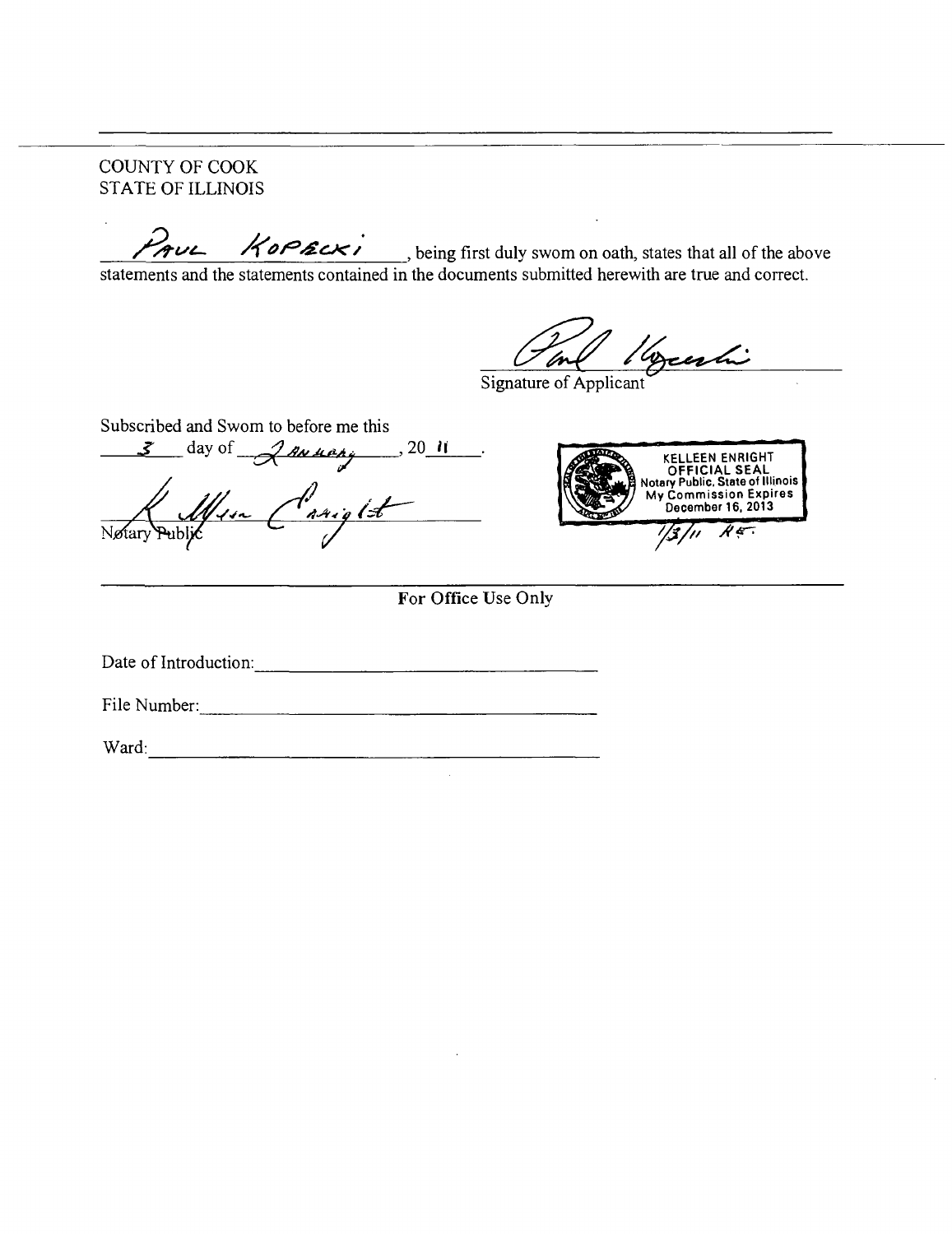COUNTY OF COOK
STATE OF ILLINOIS

PAUL KOPECKI, being first duly sworn on oath, states that all of the above statements and the statements contained in the documents submitted herewith are true and correct.

Signature of Applicant

Subscribed and Sworn to before me this 3 day of January, 20 11.

Notary Public

KELLEEN ENRIGHT
OFFICIAL SEAL
Notary Public, State of Illinois
My Commission Expires
December 16, 2013

1/3/11 KE.

**For Office Use Only**

Date of Introduction: ______________________

File Number: ______________________

Ward: ______________________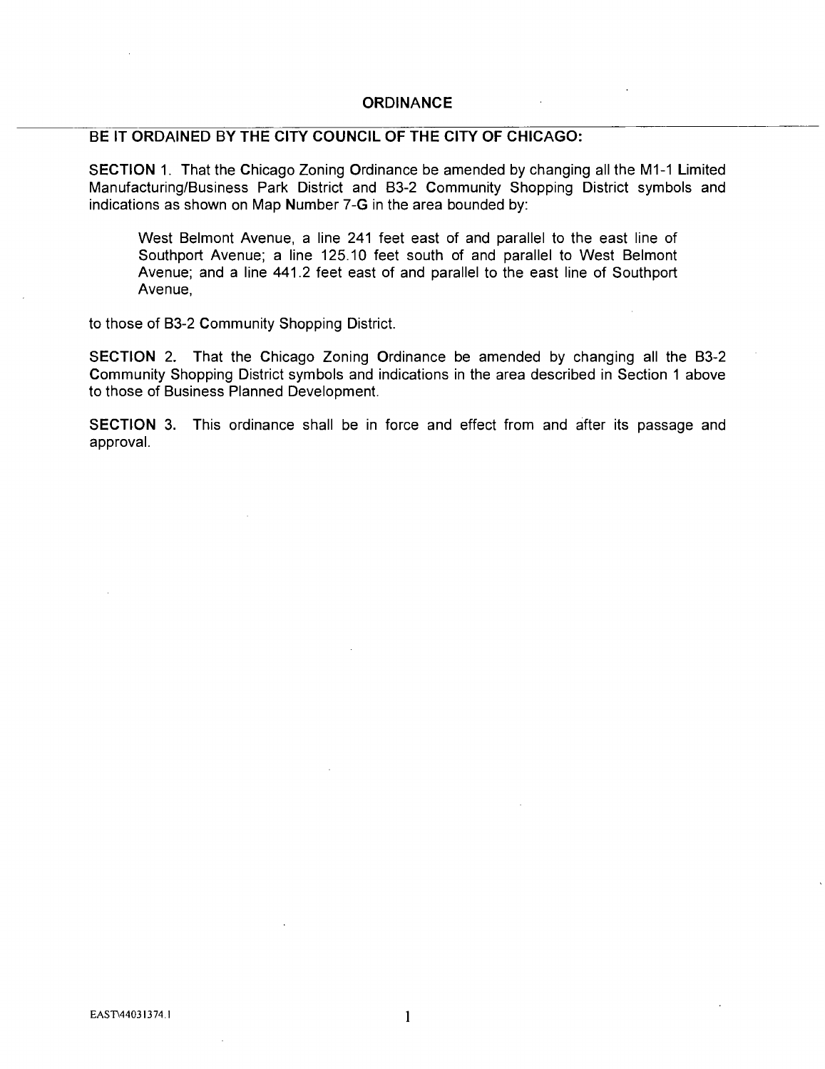# ORDINANCE

**BE IT ORDAINED BY THE CITY COUNCIL OF THE CITY OF CHICAGO:**

**SECTION 1.** That the Chicago Zoning Ordinance be amended by changing all the M1-1 Limited Manufacturing/Business Park District and B3-2 Community Shopping District symbols and indications as shown on Map Number 7-G in the area bounded by:

> West Belmont Avenue, a line 241 feet east of and parallel to the east line of Southport Avenue; a line 125.10 feet south of and parallel to West Belmont Avenue; and a line 441.2 feet east of and parallel to the east line of Southport Avenue,

to those of B3-2 Community Shopping District.

**SECTION 2.** That the Chicago Zoning Ordinance be amended by changing all the B3-2 Community Shopping District symbols and indications in the area described in Section 1 above to those of Business Planned Development.

**SECTION 3.** This ordinance shall be in force and effect from and after its passage and approval.

EAST\44031374.1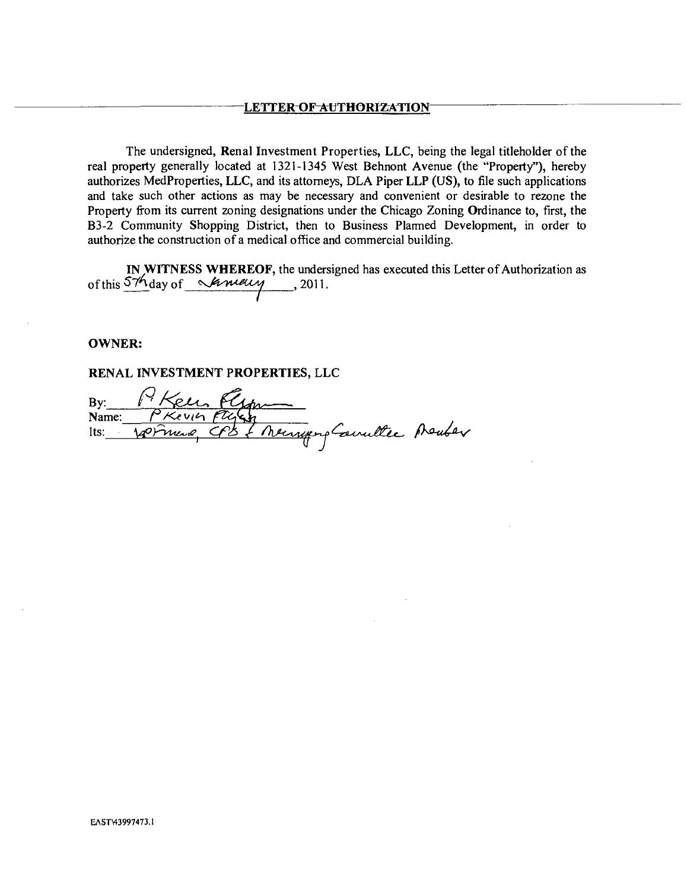## LETTER OF AUTHORIZATION

The undersigned, Renal Investment Properties, LLC, being the legal titleholder of the real property generally located at 1321-1345 West Behnont Avenue (the "Property"), hereby authorizes MedProperties, LLC, and its attorneys, DLA Piper LLP (US), to file such applications and take such other actions as may be necessary and convenient or desirable to rezone the Property from its current zoning designations under the Chicago Zoning Ordinance to, first, the B3-2 Community Shopping District, then to Business Planned Development, in order to authorize the construction of a medical office and commercial building.

**IN WITNESS WHEREOF**, the undersigned has executed this Letter of Authorization as of this 5th day of January, 2011.

**OWNER:**

**RENAL INVESTMENT PROPERTIES, LLC**

By: P Kevin Flynn
Name: P Kevin Flynn
Its: VP Finance, CFO & Managing Committee Member

EAST\43997473.1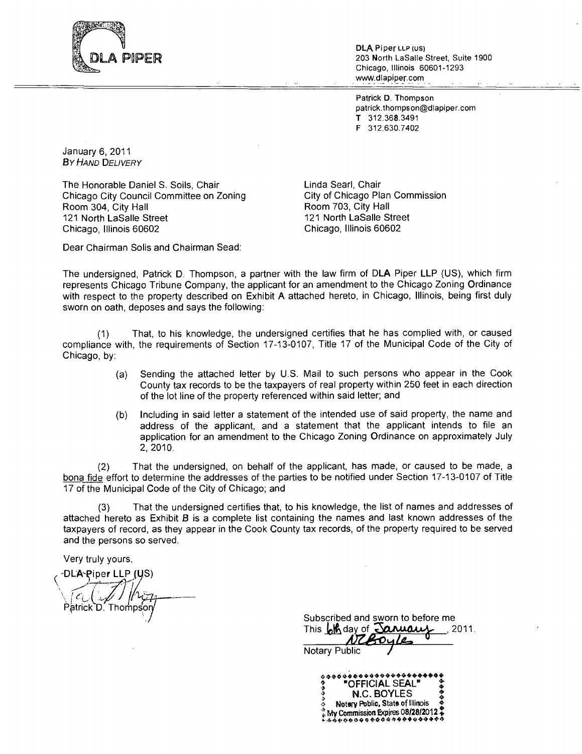DLA PIPER

DLA Piper LLP (US)
203 North LaSalle Street, Suite 1900
Chicago, Illinois 60601-1293
www.dlapiper.com

Patrick D. Thompson
patrick.thompson@dlapiper.com
T 312.368.3491
F 312.630.7402

January 6, 2011
*By Hand Delivery*

The Honorable Daniel S. Soils, Chair
Chicago City Council Committee on Zoning
Room 304, City Hall
121 North LaSalle Street
Chicago, Illinois 60602

Linda Searl, Chair
City of Chicago Plan Commission
Room 703, City Hall
121 North LaSalle Street
Chicago, Illinois 60602

Dear Chairman Solis and Chairman Sead:

The undersigned, Patrick D. Thompson, a partner with the law firm of DLA Piper LLP (US), which firm represents Chicago Tribune Company, the applicant for an amendment to the Chicago Zoning Ordinance with respect to the property described on Exhibit A attached hereto, in Chicago, Illinois, being first duly sworn on oath, deposes and says the following:

(1) That, to his knowledge, the undersigned certifies that he has complied with, or caused compliance with, the requirements of Section 17-13-0107, Title 17 of the Municipal Code of the City of Chicago, by:

> (a) Sending the attached letter by U.S. Mail to such persons who appear in the Cook County tax records to be the taxpayers of real property within 250 feet in each direction of the lot line of the property referenced within said letter; and
>
> (b) Including in said letter a statement of the intended use of said property, the name and address of the applicant, and a statement that the applicant intends to file an application for an amendment to the Chicago Zoning Ordinance on approximately July 2, 2010.

(2) That the undersigned, on behalf of the applicant, has made, or caused to be made, a bona fide effort to determine the addresses of the parties to be notified under Section 17-13-0107 of Title 17 of the Municipal Code of the City of Chicago; and

(3) That the undersigned certifies that, to his knowledge, the list of names and addresses of attached hereto as Exhibit B is a complete list containing the names and last known addresses of the taxpayers of record, as they appear in the Cook County tax records, of the property required to be served and the persons so served.

Very truly yours,

DLA Piper LLP (US)

Patrick D. Thompson

Subscribed and sworn to before me
This 6th day of January, 2011.
NC Boyles
Notary Public

"OFFICIAL SEAL"
N.C. BOYLES
Notary Public, State of Illinois
My Commission Expires 08/28/2012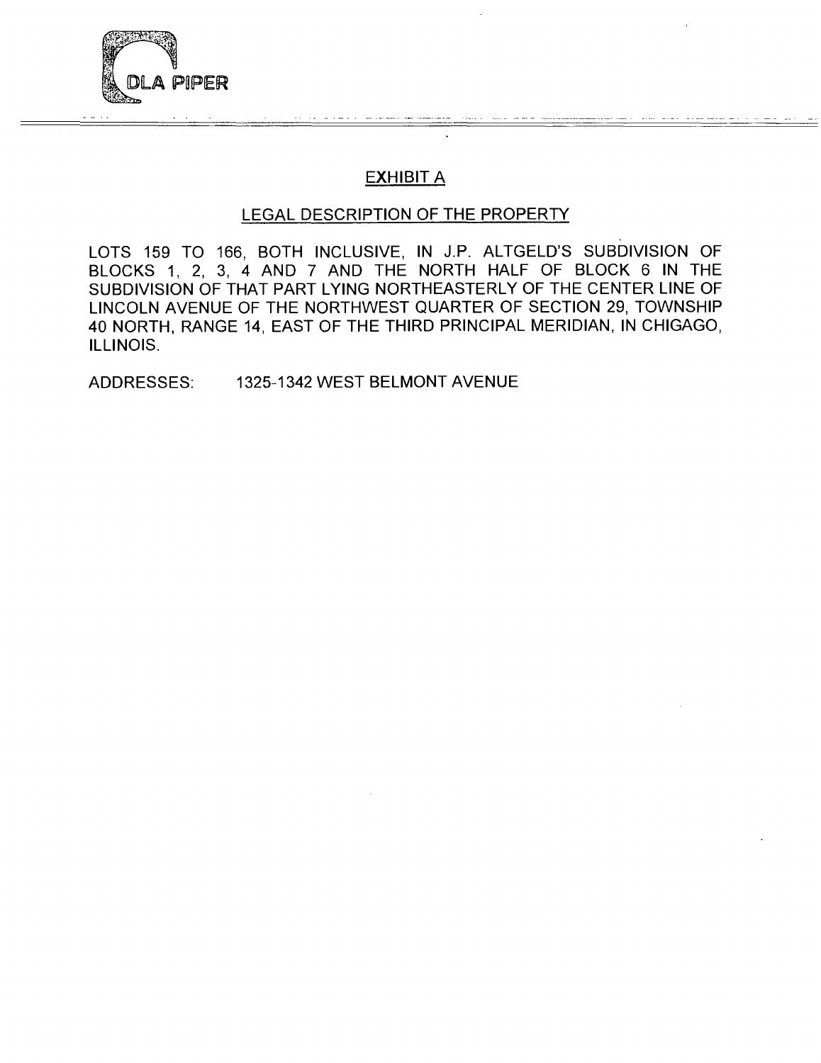## EXHIBIT A

### LEGAL DESCRIPTION OF THE PROPERTY

LOTS 159 TO 166, BOTH INCLUSIVE, IN J.P. ALTGELD'S SUBDIVISION OF BLOCKS 1, 2, 3, 4 AND 7 AND THE NORTH HALF OF BLOCK 6 IN THE SUBDIVISION OF THAT PART LYING NORTHEASTERLY OF THE CENTER LINE OF LINCOLN AVENUE OF THE NORTHWEST QUARTER OF SECTION 29, TOWNSHIP 40 NORTH, RANGE 14, EAST OF THE THIRD PRINCIPAL MERIDIAN, IN CHIGAGO, ILLINOIS.

ADDRESSES: 1325-1342 WEST BELMONT AVENUE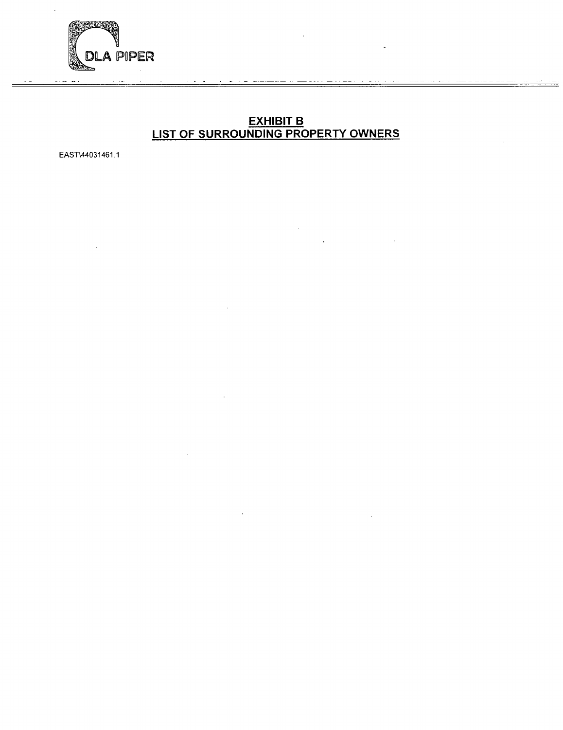DLA PIPER

## EXHIBIT B
## LIST OF SURROUNDING PROPERTY OWNERS

EAST\44031461.1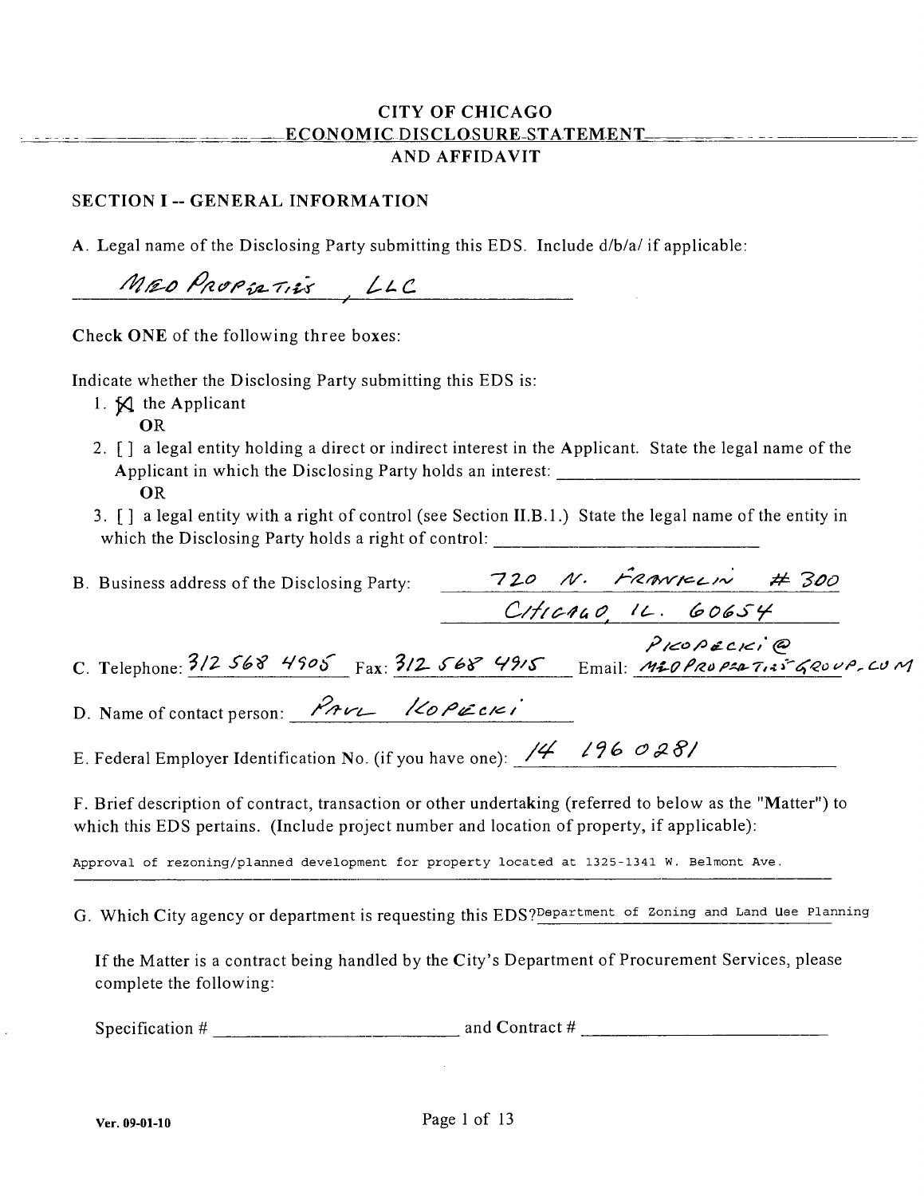# CITY OF CHICAGO
## ECONOMIC DISCLOSURE STATEMENT AND AFFIDAVIT

### SECTION I -- GENERAL INFORMATION

A. Legal name of the Disclosing Party submitting this EDS. Include d/b/a/ if applicable:

MEO PROPERTIES, LLC

Check **ONE** of the following three boxes:

Indicate whether the Disclosing Party submitting this EDS is:

1. [X] the Applicant
   **OR**
2. [ ] a legal entity holding a direct or indirect interest in the Applicant. State the legal name of the Applicant in which the Disclosing Party holds an interest: ________________
   **OR**
3. [ ] a legal entity with a right of control (see Section II.B.1.) State the legal name of the entity in which the Disclosing Party holds a right of control: ________________

B. Business address of the Disclosing Party: 720 N. FRANKLIN # 300, CHICAGO, IL. 60654

C. Telephone: 312 568 4905 Fax: 312 568 4915 Email: PKOPECKI@MEOPROPERTIESGROUP.COM

D. Name of contact person: PAUL KOPECKI

E. Federal Employer Identification No. (if you have one): 14 196 0281

F. Brief description of contract, transaction or other undertaking (referred to below as the "Matter") to which this EDS pertains. (Include project number and location of property, if applicable):

Approval of rezoning/planned development for property located at 1325-1341 W. Belmont Ave.

G. Which City agency or department is requesting this EDS? Department of Zoning and Land Use Planning

If the Matter is a contract being handled by the City's Department of Procurement Services, please complete the following:

Specification # ________________ and Contract # ________________

Ver. 09-01-10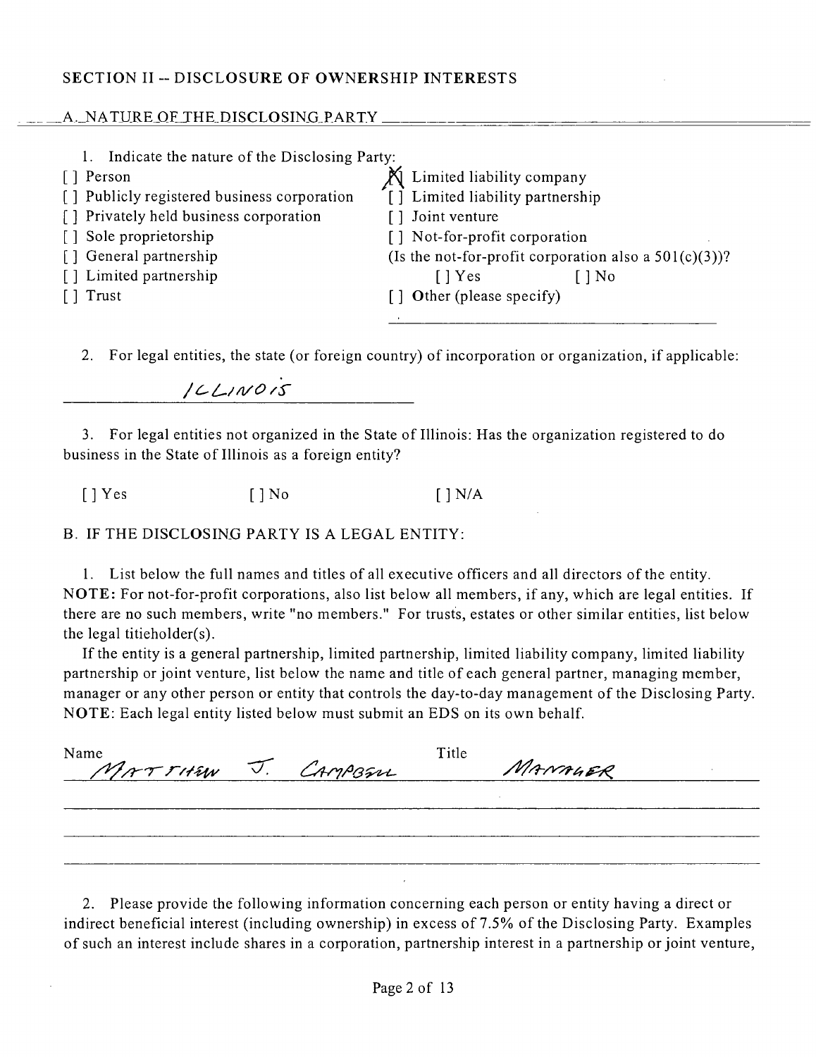## SECTION II -- DISCLOSURE OF OWNERSHIP INTERESTS

### A. NATURE OF THE DISCLOSING PARTY

1. Indicate the nature of the Disclosing Party:

[ ] Person
[ ] Publicly registered business corporation
[ ] Privately held business corporation
[ ] Sole proprietorship
[ ] General partnership
[ ] Limited partnership
[ ] Trust
[X] Limited liability company
[ ] Limited liability partnership
[ ] Joint venture
[ ] Not-for-profit corporation
(Is the not-for-profit corporation also a 501(c)(3))?
[ ] Yes [ ] No
[ ] Other (please specify)

2. For legal entities, the state (or foreign country) of incorporation or organization, if applicable:

ILLINOIS

3. For legal entities not organized in the State of Illinois: Has the organization registered to do business in the State of Illinois as a foreign entity?

[ ] Yes [ ] No [ ] N/A

### B. IF THE DISCLOSING PARTY IS A LEGAL ENTITY:

1. List below the full names and titles of all executive officers and all directors of the entity. **NOTE:** For not-for-profit corporations, also list below all members, if any, which are legal entities. If there are no such members, write "no members." For trusts, estates or other similar entities, list below the legal titieholder(s).

If the entity is a general partnership, limited partnership, limited liability company, limited liability partnership or joint venture, list below the name and title of each general partner, managing member, manager or any other person or entity that controls the day-to-day management of the Disclosing Party. **NOTE:** Each legal entity listed below must submit an EDS on its own behalf.

| Name | Title |
|---|---|
| MATTHEW J. CAMPBELL | MANAGER |

2. Please provide the following information concerning each person or entity having a direct or indirect beneficial interest (including ownership) in excess of 7.5% of the Disclosing Party. Examples of such an interest include shares in a corporation, partnership interest in a partnership or joint venture,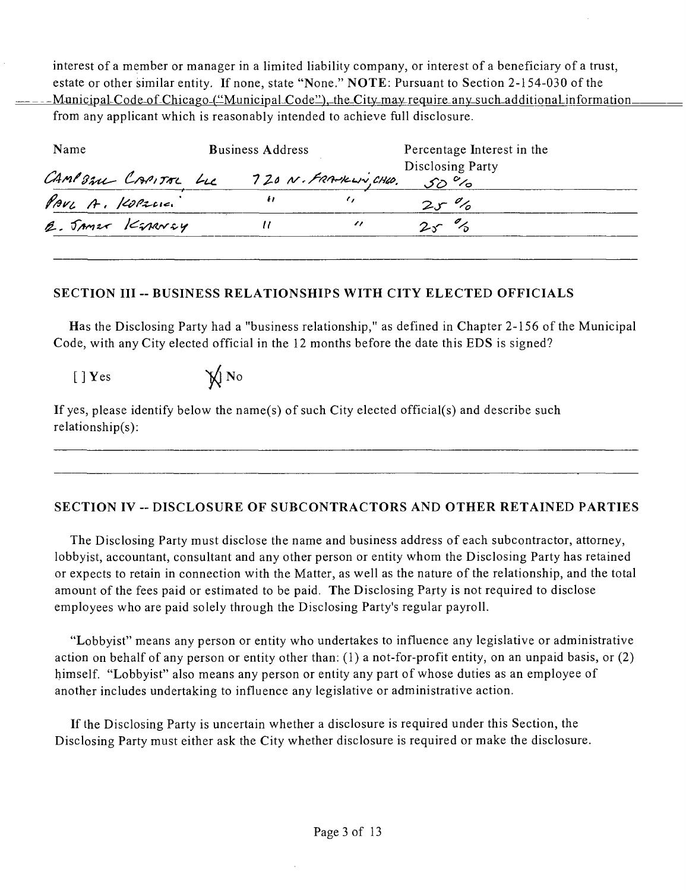interest of a member or manager in a limited liability company, or interest of a beneficiary of a trust, estate or other similar entity. If none, state "None." **NOTE**: Pursuant to Section 2-154-030 of the Municipal Code of Chicago ("Municipal Code"), the City may require any such additional information from any applicant which is reasonably intended to achieve full disclosure.

| Name | Business Address | Percentage Interest in the Disclosing Party |
|---|---|---|
| Campbell Capital LLC | 720 N. Franklin, Chgo. | 50 % |
| Paul A. Kopecic | " " | 25 % |
| E. James Kearney | " " | 25 % |

## SECTION III -- BUSINESS RELATIONSHIPS WITH CITY ELECTED OFFICIALS

Has the Disclosing Party had a "business relationship," as defined in Chapter 2-156 of the Municipal Code, with any City elected official in the 12 months before the date this EDS is signed?

[ ] Yes [X] No

If yes, please identify below the name(s) of such City elected official(s) and describe such relationship(s):

## SECTION IV -- DISCLOSURE OF SUBCONTRACTORS AND OTHER RETAINED PARTIES

The Disclosing Party must disclose the name and business address of each subcontractor, attorney, lobbyist, accountant, consultant and any other person or entity whom the Disclosing Party has retained or expects to retain in connection with the Matter, as well as the nature of the relationship, and the total amount of the fees paid or estimated to be paid. The Disclosing Party is not required to disclose employees who are paid solely through the Disclosing Party's regular payroll.

"Lobbyist" means any person or entity who undertakes to influence any legislative or administrative action on behalf of any person or entity other than: (1) a not-for-profit entity, on an unpaid basis, or (2) himself. "Lobbyist" also means any person or entity any part of whose duties as an employee of another includes undertaking to influence any legislative or administrative action.

If the Disclosing Party is uncertain whether a disclosure is required under this Section, the Disclosing Party must either ask the City whether disclosure is required or make the disclosure.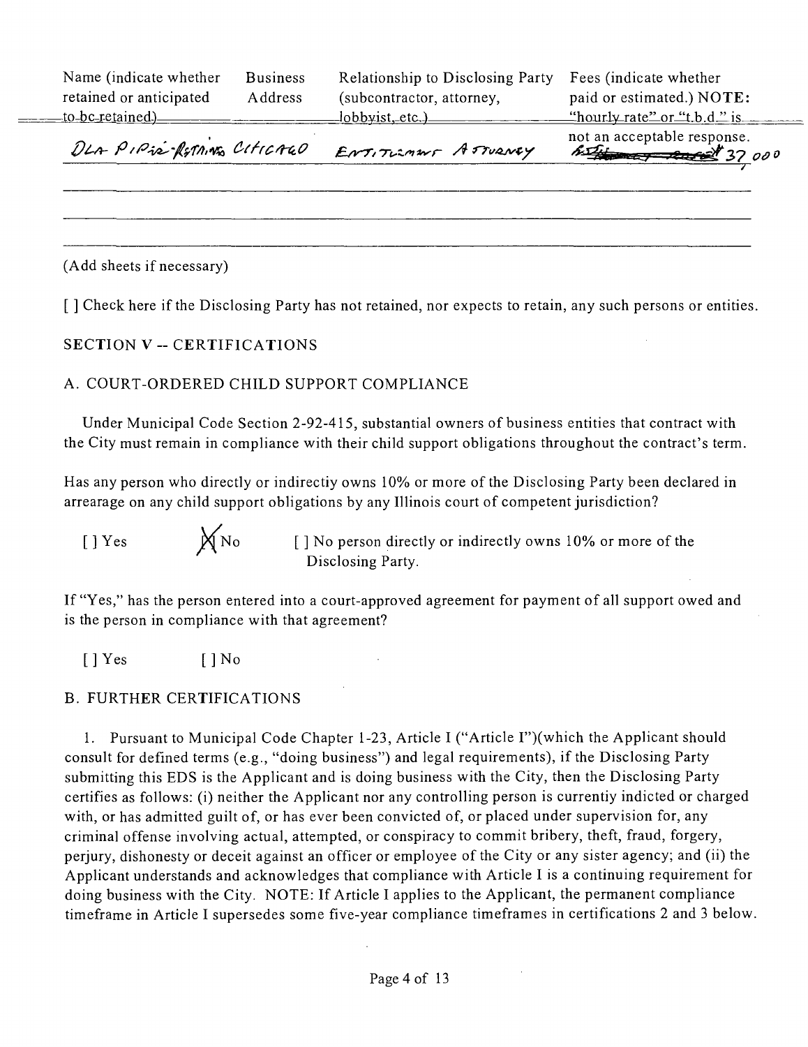| Name (indicate whether retained or anticipated to be retained) | Business Address | Relationship to Disclosing Party (subcontractor, attorney, lobbyist, etc.) | Fees (indicate whether paid or estimated.) NOTE: "hourly rate" or "t.b.d." is not an acceptable response. |
|---|---|---|---|
| DLA Piper-Retained | Chicago | Entitlement Attorney | Est. 37,000 |
| | | | |
| | | | |
| | | | |

(Add sheets if necessary)

[ ] Check here if the Disclosing Party has not retained, nor expects to retain, any such persons or entities.

## SECTION V -- CERTIFICATIONS

### A. COURT-ORDERED CHILD SUPPORT COMPLIANCE

Under Municipal Code Section 2-92-415, substantial owners of business entities that contract with the City must remain in compliance with their child support obligations throughout the contract's term.

Has any person who directly or indirectly owns 10% or more of the Disclosing Party been declared in arrearage on any child support obligations by any Illinois court of competent jurisdiction?

[ ] Yes [X] No [ ] No person directly or indirectly owns 10% or more of the Disclosing Party.

If "Yes," has the person entered into a court-approved agreement for payment of all support owed and is the person in compliance with that agreement?

[ ] Yes [ ] No

### B. FURTHER CERTIFICATIONS

1. Pursuant to Municipal Code Chapter 1-23, Article I ("Article I")(which the Applicant should consult for defined terms (e.g., "doing business") and legal requirements), if the Disclosing Party submitting this EDS is the Applicant and is doing business with the City, then the Disclosing Party certifies as follows: (i) neither the Applicant nor any controlling person is currently indicted or charged with, or has admitted guilt of, or has ever been convicted of, or placed under supervision for, any criminal offense involving actual, attempted, or conspiracy to commit bribery, theft, fraud, forgery, perjury, dishonesty or deceit against an officer or employee of the City or any sister agency; and (ii) the Applicant understands and acknowledges that compliance with Article I is a continuing requirement for doing business with the City. NOTE: If Article I applies to the Applicant, the permanent compliance timeframe in Article I supersedes some five-year compliance timeframes in certifications 2 and 3 below.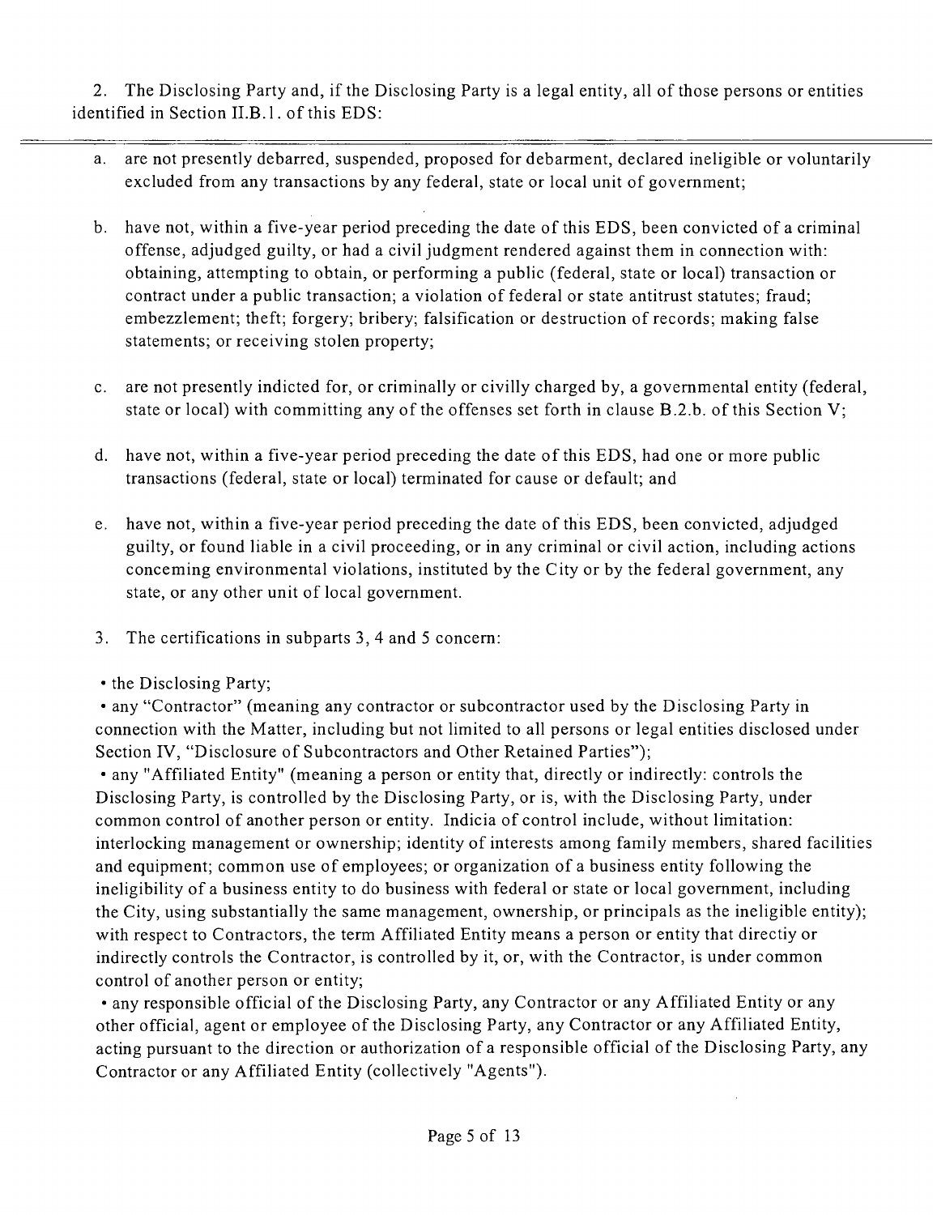2. The Disclosing Party and, if the Disclosing Party is a legal entity, all of those persons or entities identified in Section II.B.1. of this EDS:

a. are not presently debarred, suspended, proposed for debarment, declared ineligible or voluntarily excluded from any transactions by any federal, state or local unit of government;

b. have not, within a five-year period preceding the date of this EDS, been convicted of a criminal offense, adjudged guilty, or had a civil judgment rendered against them in connection with: obtaining, attempting to obtain, or performing a public (federal, state or local) transaction or contract under a public transaction; a violation of federal or state antitrust statutes; fraud; embezzlement; theft; forgery; bribery; falsification or destruction of records; making false statements; or receiving stolen property;

c. are not presently indicted for, or criminally or civilly charged by, a governmental entity (federal, state or local) with committing any of the offenses set forth in clause B.2.b. of this Section V;

d. have not, within a five-year period preceding the date of this EDS, had one or more public transactions (federal, state or local) terminated for cause or default; and

e. have not, within a five-year period preceding the date of this EDS, been convicted, adjudged guilty, or found liable in a civil proceeding, or in any criminal or civil action, including actions concerning environmental violations, instituted by the City or by the federal government, any state, or any other unit of local government.

3. The certifications in subparts 3, 4 and 5 concern:

• the Disclosing Party;

• any "Contractor" (meaning any contractor or subcontractor used by the Disclosing Party in connection with the Matter, including but not limited to all persons or legal entities disclosed under Section IV, "Disclosure of Subcontractors and Other Retained Parties");

• any "Affiliated Entity" (meaning a person or entity that, directly or indirectly: controls the Disclosing Party, is controlled by the Disclosing Party, or is, with the Disclosing Party, under common control of another person or entity. Indicia of control include, without limitation: interlocking management or ownership; identity of interests among family members, shared facilities and equipment; common use of employees; or organization of a business entity following the ineligibility of a business entity to do business with federal or state or local government, including the City, using substantially the same management, ownership, or principals as the ineligible entity); with respect to Contractors, the term Affiliated Entity means a person or entity that directly or indirectly controls the Contractor, is controlled by it, or, with the Contractor, is under common control of another person or entity;

• any responsible official of the Disclosing Party, any Contractor or any Affiliated Entity or any other official, agent or employee of the Disclosing Party, any Contractor or any Affiliated Entity, acting pursuant to the direction or authorization of a responsible official of the Disclosing Party, any Contractor or any Affiliated Entity (collectively "Agents").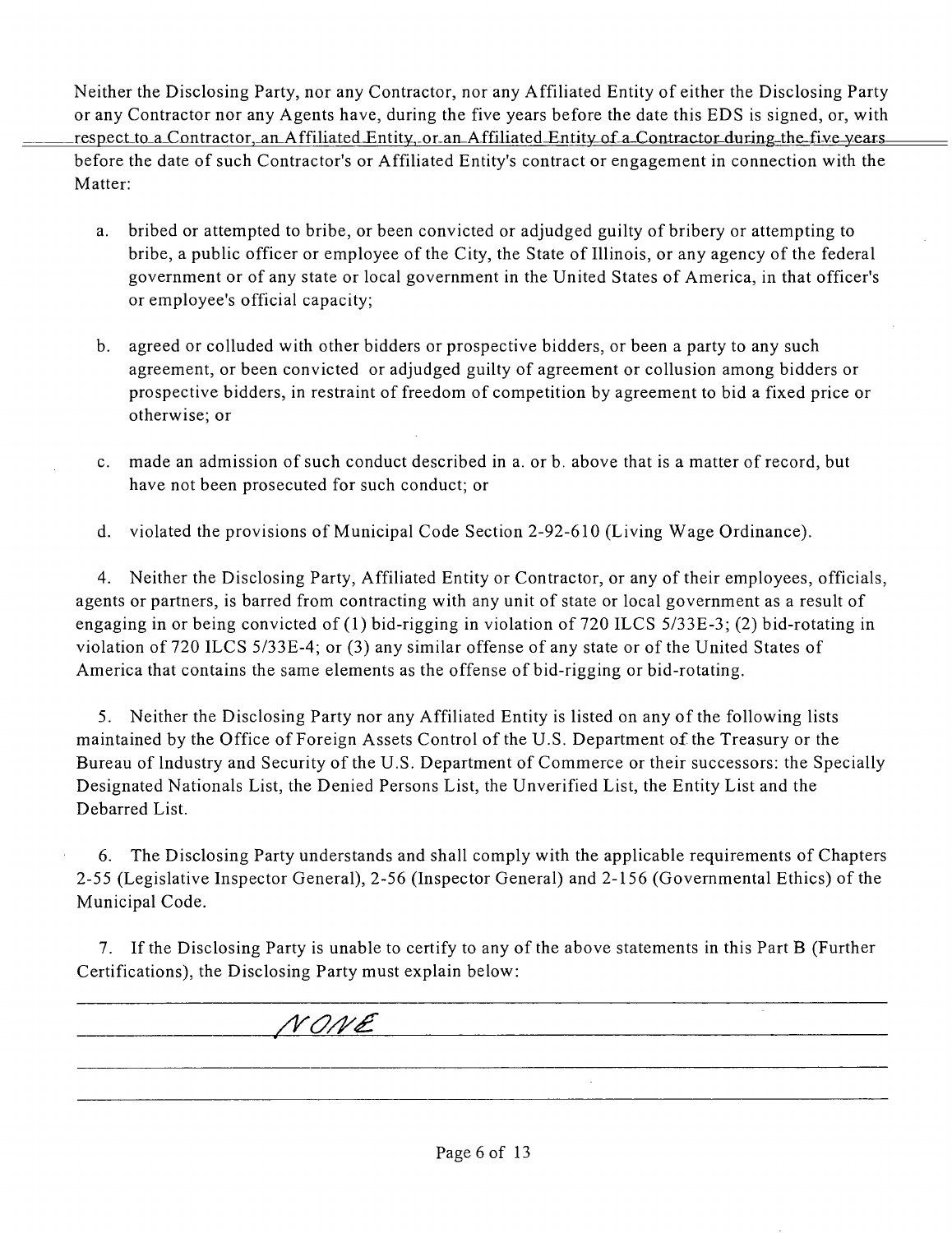Neither the Disclosing Party, nor any Contractor, nor any Affiliated Entity of either the Disclosing Party or any Contractor nor any Agents have, during the five years before the date this EDS is signed, or, with respect to a Contractor, an Affiliated Entity, or an Affiliated Entity of a Contractor during the five years before the date of such Contractor's or Affiliated Entity's contract or engagement in connection with the Matter:

a. bribed or attempted to bribe, or been convicted or adjudged guilty of bribery or attempting to bribe, a public officer or employee of the City, the State of Illinois, or any agency of the federal government or of any state or local government in the United States of America, in that officer's or employee's official capacity;

b. agreed or colluded with other bidders or prospective bidders, or been a party to any such agreement, or been convicted or adjudged guilty of agreement or collusion among bidders or prospective bidders, in restraint of freedom of competition by agreement to bid a fixed price or otherwise; or

c. made an admission of such conduct described in a. or b. above that is a matter of record, but have not been prosecuted for such conduct; or

d. violated the provisions of Municipal Code Section 2-92-610 (Living Wage Ordinance).

4. Neither the Disclosing Party, Affiliated Entity or Contractor, or any of their employees, officials, agents or partners, is barred from contracting with any unit of state or local government as a result of engaging in or being convicted of (1) bid-rigging in violation of 720 ILCS 5/33E-3; (2) bid-rotating in violation of 720 ILCS 5/33E-4; or (3) any similar offense of any state or of the United States of America that contains the same elements as the offense of bid-rigging or bid-rotating.

5. Neither the Disclosing Party nor any Affiliated Entity is listed on any of the following lists maintained by the Office of Foreign Assets Control of the U.S. Department of the Treasury or the Bureau of Industry and Security of the U.S. Department of Commerce or their successors: the Specially Designated Nationals List, the Denied Persons List, the Unverified List, the Entity List and the Debarred List.

6. The Disclosing Party understands and shall comply with the applicable requirements of Chapters 2-55 (Legislative Inspector General), 2-56 (Inspector General) and 2-156 (Governmental Ethics) of the Municipal Code.

7. If the Disclosing Party is unable to certify to any of the above statements in this Part B (Further Certifications), the Disclosing Party must explain below:

NONE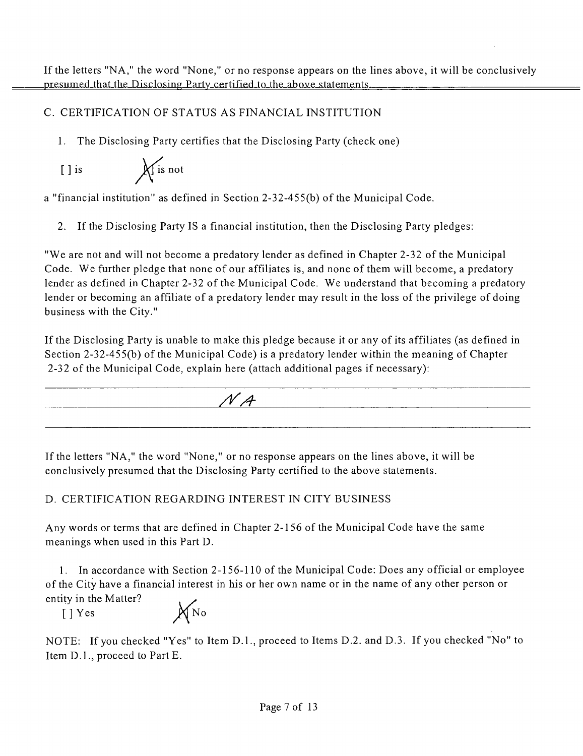If the letters "NA," the word "None," or no response appears on the lines above, it will be conclusively presumed that the Disclosing Party certified to the above statements.

## C. CERTIFICATION OF STATUS AS FINANCIAL INSTITUTION

1. The Disclosing Party certifies that the Disclosing Party (check one)

[ ] is [X] is not

a "financial institution" as defined in Section 2-32-455(b) of the Municipal Code.

2. If the Disclosing Party IS a financial institution, then the Disclosing Party pledges:

"We are not and will not become a predatory lender as defined in Chapter 2-32 of the Municipal Code. We further pledge that none of our affiliates is, and none of them will become, a predatory lender as defined in Chapter 2-32 of the Municipal Code. We understand that becoming a predatory lender or becoming an affiliate of a predatory lender may result in the loss of the privilege of doing business with the City."

If the Disclosing Party is unable to make this pledge because it or any of its affiliates (as defined in Section 2-32-455(b) of the Municipal Code) is a predatory lender within the meaning of Chapter 2-32 of the Municipal Code, explain here (attach additional pages if necessary):

NA

If the letters "NA," the word "None," or no response appears on the lines above, it will be conclusively presumed that the Disclosing Party certified to the above statements.

## D. CERTIFICATION REGARDING INTEREST IN CITY BUSINESS

Any words or terms that are defined in Chapter 2-156 of the Municipal Code have the same meanings when used in this Part D.

1. In accordance with Section 2-156-110 of the Municipal Code: Does any official or employee of the City have a financial interest in his or her own name or in the name of any other person or entity in the Matter?

[ ] Yes [X] No

NOTE: If you checked "Yes" to Item D.1., proceed to Items D.2. and D.3. If you checked "No" to Item D.1., proceed to Part E.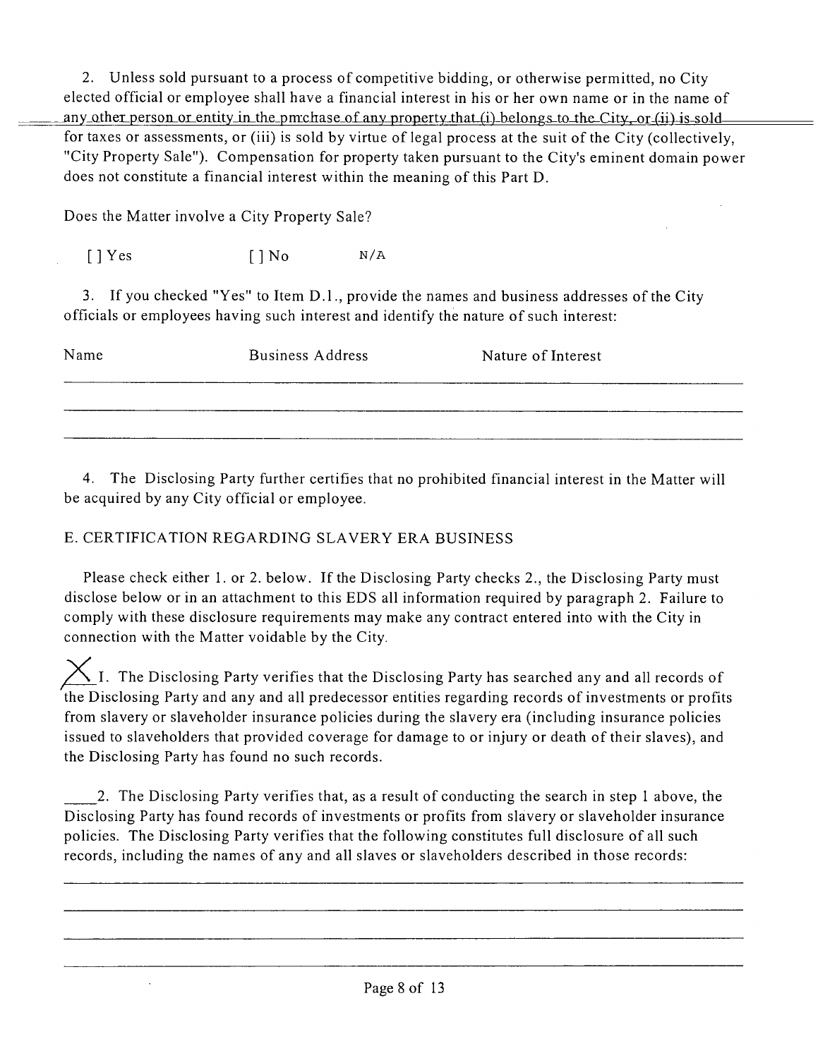2. Unless sold pursuant to a process of competitive bidding, or otherwise permitted, no City elected official or employee shall have a financial interest in his or her own name or in the name of any other person or entity in the purchase of any property that (i) belongs to the City, or (ii) is sold for taxes or assessments, or (iii) is sold by virtue of legal process at the suit of the City (collectively, "City Property Sale"). Compensation for property taken pursuant to the City's eminent domain power does not constitute a financial interest within the meaning of this Part D.

Does the Matter involve a City Property Sale?

[ ] Yes [ ] No N/A

3. If you checked "Yes" to Item D.1., provide the names and business addresses of the City officials or employees having such interest and identify the nature of such interest:

| Name | Business Address | Nature of Interest |
|---|---|---|
| | | |
| | | |
| | | |

4. The Disclosing Party further certifies that no prohibited financial interest in the Matter will be acquired by any City official or employee.

E. CERTIFICATION REGARDING SLAVERY ERA BUSINESS

Please check either 1. or 2. below. If the Disclosing Party checks 2., the Disclosing Party must disclose below or in an attachment to this EDS all information required by paragraph 2. Failure to comply with these disclosure requirements may make any contract entered into with the City in connection with the Matter voidable by the City.

X 1. The Disclosing Party verifies that the Disclosing Party has searched any and all records of the Disclosing Party and any and all predecessor entities regarding records of investments or profits from slavery or slaveholder insurance policies during the slavery era (including insurance policies issued to slaveholders that provided coverage for damage to or injury or death of their slaves), and the Disclosing Party has found no such records.

\_\_\_\_2. The Disclosing Party verifies that, as a result of conducting the search in step 1 above, the Disclosing Party has found records of investments or profits from slavery or slaveholder insurance policies. The Disclosing Party verifies that the following constitutes full disclosure of all such records, including the names of any and all slaves or slaveholders described in those records:

\_\_\_\_\_\_\_\_\_\_\_\_\_\_\_\_\_\_\_\_\_\_\_\_\_\_\_\_\_\_\_\_\_\_\_\_\_\_\_\_\_\_\_\_\_\_\_\_\_\_\_\_\_\_\_\_\_\_\_\_

\_\_\_\_\_\_\_\_\_\_\_\_\_\_\_\_\_\_\_\_\_\_\_\_\_\_\_\_\_\_\_\_\_\_\_\_\_\_\_\_\_\_\_\_\_\_\_\_\_\_\_\_\_\_\_\_\_\_\_\_

\_\_\_\_\_\_\_\_\_\_\_\_\_\_\_\_\_\_\_\_\_\_\_\_\_\_\_\_\_\_\_\_\_\_\_\_\_\_\_\_\_\_\_\_\_\_\_\_\_\_\_\_\_\_\_\_\_\_\_\_

\_\_\_\_\_\_\_\_\_\_\_\_\_\_\_\_\_\_\_\_\_\_\_\_\_\_\_\_\_\_\_\_\_\_\_\_\_\_\_\_\_\_\_\_\_\_\_\_\_\_\_\_\_\_\_\_\_\_\_\_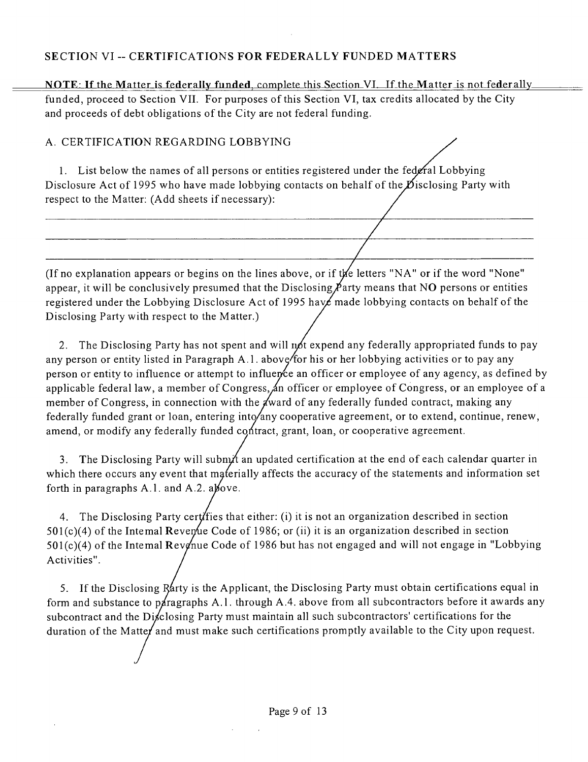## SECTION VI -- CERTIFICATIONS FOR FEDERALLY FUNDED MATTERS

**NOTE: If the Matter is federally funded**, complete this Section VI. If the Matter is not federally funded, proceed to Section VII. For purposes of this Section VI, tax credits allocated by the City and proceeds of debt obligations of the City are not federal funding.

### A. CERTIFICATION REGARDING LOBBYING

1. List below the names of all persons or entities registered under the federal Lobbying Disclosure Act of 1995 who have made lobbying contacts on behalf of the Disclosing Party with respect to the Matter: (Add sheets if necessary):

\_\_\_\_\_\_\_\_\_\_\_\_\_\_\_\_\_\_\_\_\_\_\_\_\_\_\_\_\_\_\_\_\_\_\_\_\_\_\_\_\_\_\_\_\_\_\_\_\_\_\_\_\_\_\_\_\_\_\_\_\_\_\_\_\_\_\_\_\_\_\_\_\_\_\_\_

\_\_\_\_\_\_\_\_\_\_\_\_\_\_\_\_\_\_\_\_\_\_\_\_\_\_\_\_\_\_\_\_\_\_\_\_\_\_\_\_\_\_\_\_\_\_\_\_\_\_\_\_\_\_\_\_\_\_\_\_\_\_\_\_\_\_\_\_\_\_\_\_\_\_\_\_

\_\_\_\_\_\_\_\_\_\_\_\_\_\_\_\_\_\_\_\_\_\_\_\_\_\_\_\_\_\_\_\_\_\_\_\_\_\_\_\_\_\_\_\_\_\_\_\_\_\_\_\_\_\_\_\_\_\_\_\_\_\_\_\_\_\_\_\_\_\_\_\_\_\_\_\_

(If no explanation appears or begins on the lines above, or if the letters "NA" or if the word "None" appear, it will be conclusively presumed that the Disclosing Party means that NO persons or entities registered under the Lobbying Disclosure Act of 1995 have made lobbying contacts on behalf of the Disclosing Party with respect to the Matter.)

2. The Disclosing Party has not spent and will not expend any federally appropriated funds to pay any person or entity listed in Paragraph A.1. above for his or her lobbying activities or to pay any person or entity to influence or attempt to influence an officer or employee of any agency, as defined by applicable federal law, a member of Congress, an officer or employee of Congress, or an employee of a member of Congress, in connection with the award of any federally funded contract, making any federally funded grant or loan, entering into any cooperative agreement, or to extend, continue, renew, amend, or modify any federally funded contract, grant, loan, or cooperative agreement.

3. The Disclosing Party will submit an updated certification at the end of each calendar quarter in which there occurs any event that materially affects the accuracy of the statements and information set forth in paragraphs A.1. and A.2. above.

4. The Disclosing Party certifies that either: (i) it is not an organization described in section 501(c)(4) of the Internal Revenue Code of 1986; or (ii) it is an organization described in section 501(c)(4) of the Internal Revenue Code of 1986 but has not engaged and will not engage in "Lobbying Activities".

5. If the Disclosing Party is the Applicant, the Disclosing Party must obtain certifications equal in form and substance to paragraphs A.1. through A.4. above from all subcontractors before it awards any subcontract and the Disclosing Party must maintain all such subcontractors' certifications for the duration of the Matter and must make such certifications promptly available to the City upon request.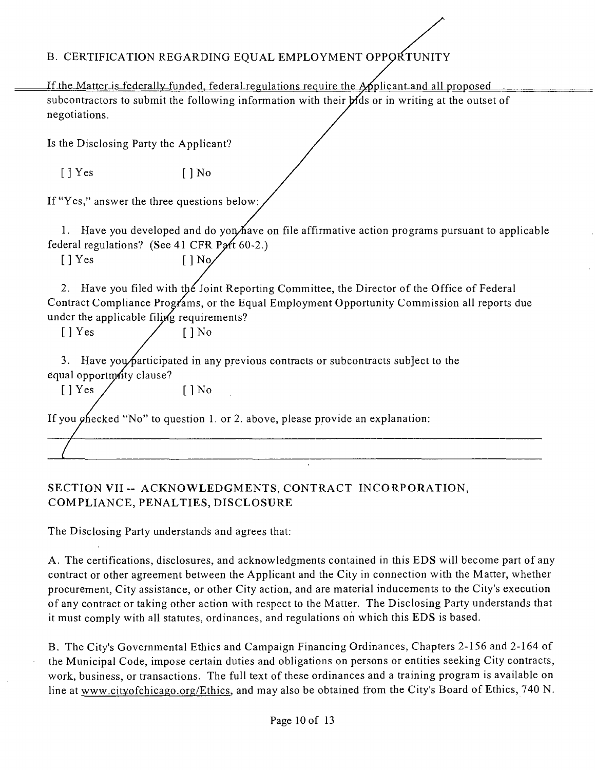### B. CERTIFICATION REGARDING EQUAL EMPLOYMENT OPPORTUNITY

If the Matter is federally funded, federal regulations require the Applicant and all proposed subcontractors to submit the following information with their bids or in writing at the outset of negotiations.

Is the Disclosing Party the Applicant?

[ ] Yes [ ] No

If "Yes," answer the three questions below:

1. Have you developed and do you have on file affirmative action programs pursuant to applicable federal regulations? (See 41 CFR Part 60-2.)

   [ ] Yes [ ] No

2. Have you filed with the Joint Reporting Committee, the Director of the Office of Federal Contract Compliance Programs, or the Equal Employment Opportunity Commission all reports due under the applicable filing requirements?

   [ ] Yes [ ] No

3. Have you participated in any previous contracts or subcontracts subject to the equal opportunity clause?

   [ ] Yes [ ] No

If you checked "No" to question 1. or 2. above, please provide an explanation:

\_\_\_\_\_\_\_\_\_\_\_\_\_\_\_\_\_\_\_\_\_\_\_\_\_\_\_\_\_\_\_\_\_\_\_\_\_\_\_\_\_\_\_\_\_\_\_\_\_\_\_\_\_\_\_\_\_\_\_\_

\_\_\_\_\_\_\_\_\_\_\_\_\_\_\_\_\_\_\_\_\_\_\_\_\_\_\_\_\_\_\_\_\_\_\_\_\_\_\_\_\_\_\_\_\_\_\_\_\_\_\_\_\_\_\_\_\_\_\_\_

## SECTION VII -- ACKNOWLEDGMENTS, CONTRACT INCORPORATION, COMPLIANCE, PENALTIES, DISCLOSURE

The Disclosing Party understands and agrees that:

A. The certifications, disclosures, and acknowledgments contained in this EDS will become part of any contract or other agreement between the Applicant and the City in connection with the Matter, whether procurement, City assistance, or other City action, and are material inducements to the City's execution of any contract or taking other action with respect to the Matter. The Disclosing Party understands that it must comply with all statutes, ordinances, and regulations on which this EDS is based.

B. The City's Governmental Ethics and Campaign Financing Ordinances, Chapters 2-156 and 2-164 of the Municipal Code, impose certain duties and obligations on persons or entities seeking City contracts, work, business, or transactions. The full text of these ordinances and a training program is available on line at www.cityofchicago.org/Ethics, and may also be obtained from the City's Board of Ethics, 740 N.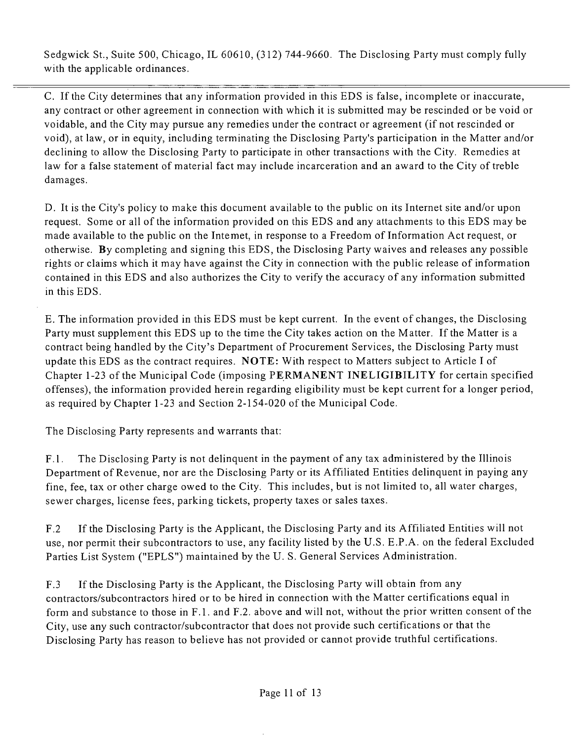Sedgwick St., Suite 500, Chicago, IL 60610, (312) 744-9660. The Disclosing Party must comply fully with the applicable ordinances.

---

C. If the City determines that any information provided in this EDS is false, incomplete or inaccurate, any contract or other agreement in connection with which it is submitted may be rescinded or be void or voidable, and the City may pursue any remedies under the contract or agreement (if not rescinded or void), at law, or in equity, including terminating the Disclosing Party's participation in the Matter and/or declining to allow the Disclosing Party to participate in other transactions with the City. Remedies at law for a false statement of material fact may include incarceration and an award to the City of treble damages.

D. It is the City's policy to make this document available to the public on its Internet site and/or upon request. Some or all of the information provided on this EDS and any attachments to this EDS may be made available to the public on the Intemet, in response to a Freedom of Information Act request, or otherwise. **B**y completing and signing this EDS, the Disclosing Party waives and releases any possible rights or claims which it may have against the City in connection with the public release of information contained in this EDS and also authorizes the City to verify the accuracy of any information submitted in this EDS.

E. The information provided in this EDS must be kept current. In the event of changes, the Disclosing Party must supplement this EDS up to the time the City takes action on the Matter. If the Matter is a contract being handled by the City's Department of Procurement Services, the Disclosing Party must update this EDS as the contract requires. **NOTE:** With respect to Matters subject to Article I of Chapter 1-23 of the Municipal Code (imposing **PERMANENT INELIGIBILITY** for certain specified offenses), the information provided herein regarding eligibility must be kept current for a longer period, as required by Chapter 1-23 and Section 2-154-020 of the Municipal Code.

The Disclosing Party represents and warrants that:

F.1. The Disclosing Party is not delinquent in the payment of any tax administered by the Illinois Department of Revenue, nor are the Disclosing Party or its Affiliated Entities delinquent in paying any fine, fee, tax or other charge owed to the City. This includes, but is not limited to, all water charges, sewer charges, license fees, parking tickets, property taxes or sales taxes.

F.2 If the Disclosing Party is the Applicant, the Disclosing Party and its Affiliated Entities will not use, nor permit their subcontractors to use, any facility listed by the U.S. E.P.A. on the federal Excluded Parties List System ("EPLS") maintained by the U. S. General Services Administration.

F.3 If the Disclosing Party is the Applicant, the Disclosing Party will obtain from any contractors/subcontractors hired or to be hired in connection with the Matter certifications equal in form and substance to those in F.1. and F.2. above and will not, without the prior written consent of the City, use any such contractor/subcontractor that does not provide such certifications or that the Disclosing Party has reason to believe has not provided or cannot provide truthful certifications.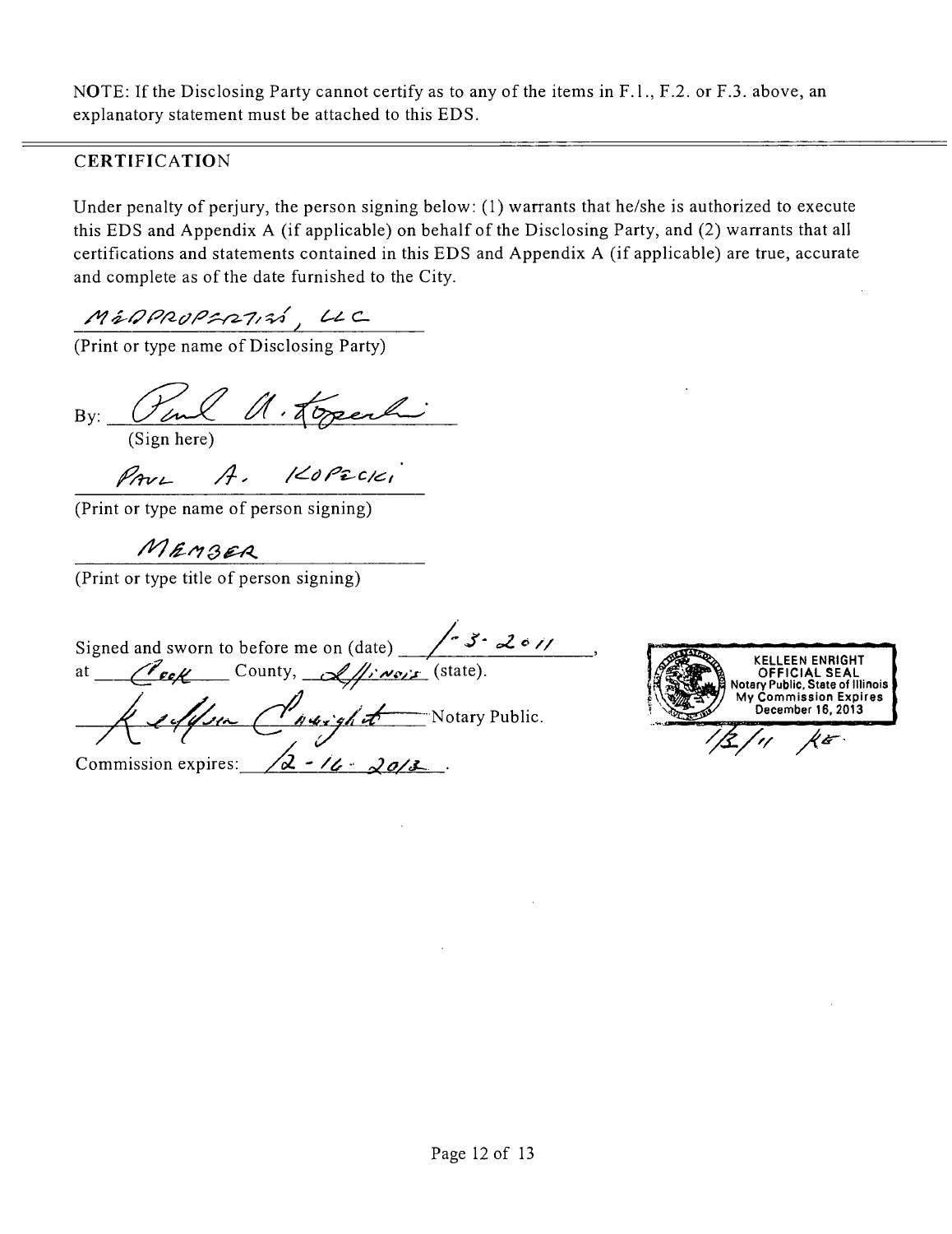NOTE: If the Disclosing Party cannot certify as to any of the items in F.1., F.2. or F.3. above, an explanatory statement must be attached to this EDS.

## CERTIFICATION

Under penalty of perjury, the person signing below: (1) warrants that he/she is authorized to execute this EDS and Appendix A (if applicable) on behalf of the Disclosing Party, and (2) warrants that all certifications and statements contained in this EDS and Appendix A (if applicable) are true, accurate and complete as of the date furnished to the City.

MEDPROPERTIES, LLC
(Print or type name of Disclosing Party)

By: Paul A. Kopecki
(Sign here)

PAUL A. KOPECKI
(Print or type name of person signing)

MEMBER
(Print or type title of person signing)

Signed and sworn to before me on (date) 1-3-2011,
at Cook County, Illinois (state).

Kelleen Enright Notary Public.

Commission expires: 12-16-2013.

KELLEEN ENRIGHT
OFFICIAL SEAL
Notary Public, State of Illinois
My Commission Expires
December 16, 2013

1/3/11 KE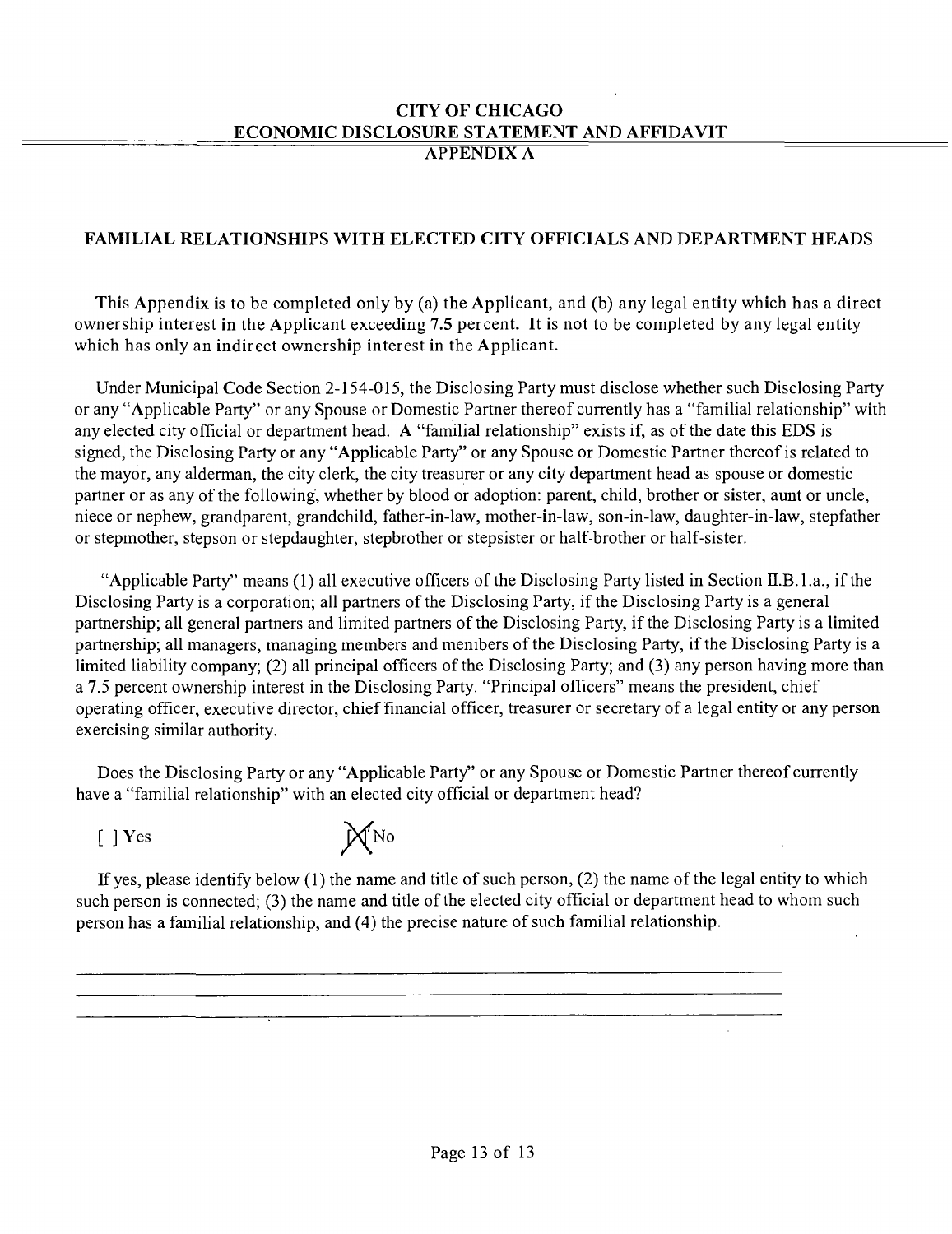# CITY OF CHICAGO
# ECONOMIC DISCLOSURE STATEMENT AND AFFIDAVIT
## APPENDIX A

### FAMILIAL RELATIONSHIPS WITH ELECTED CITY OFFICIALS AND DEPARTMENT HEADS

This Appendix is to be completed only by (a) the Applicant, and (b) any legal entity which has a direct ownership interest in the Applicant exceeding 7.5 percent. It is not to be completed by any legal entity which has only an indirect ownership interest in the Applicant.

Under Municipal Code Section 2-154-015, the Disclosing Party must disclose whether such Disclosing Party or any "Applicable Party" or any Spouse or Domestic Partner thereof currently has a "familial relationship" with any elected city official or department head. A "familial relationship" exists if, as of the date this EDS is signed, the Disclosing Party or any "Applicable Party" or any Spouse or Domestic Partner thereof is related to the mayor, any alderman, the city clerk, the city treasurer or any city department head as spouse or domestic partner or as any of the following, whether by blood or adoption: parent, child, brother or sister, aunt or uncle, niece or nephew, grandparent, grandchild, father-in-law, mother-in-law, son-in-law, daughter-in-law, stepfather or stepmother, stepson or stepdaughter, stepbrother or stepsister or half-brother or half-sister.

"Applicable Party" means (1) all executive officers of the Disclosing Party listed in Section II.B.1.a., if the Disclosing Party is a corporation; all partners of the Disclosing Party, if the Disclosing Party is a general partnership; all general partners and limited partners of the Disclosing Party, if the Disclosing Party is a limited partnership; all managers, managing members and members of the Disclosing Party, if the Disclosing Party is a limited liability company; (2) all principal officers of the Disclosing Party; and (3) any person having more than a 7.5 percent ownership interest in the Disclosing Party. "Principal officers" means the president, chief operating officer, executive director, chief financial officer, treasurer or secretary of a legal entity or any person exercising similar authority.

Does the Disclosing Party or any "Applicable Party" or any Spouse or Domestic Partner thereof currently have a "familial relationship" with an elected city official or department head?

[ ] Yes [X] No

If yes, please identify below (1) the name and title of such person, (2) the name of the legal entity to which such person is connected; (3) the name and title of the elected city official or department head to whom such person has a familial relationship, and (4) the precise nature of such familial relationship.

______________________________________________________________________

______________________________________________________________________

______________________________________________________________________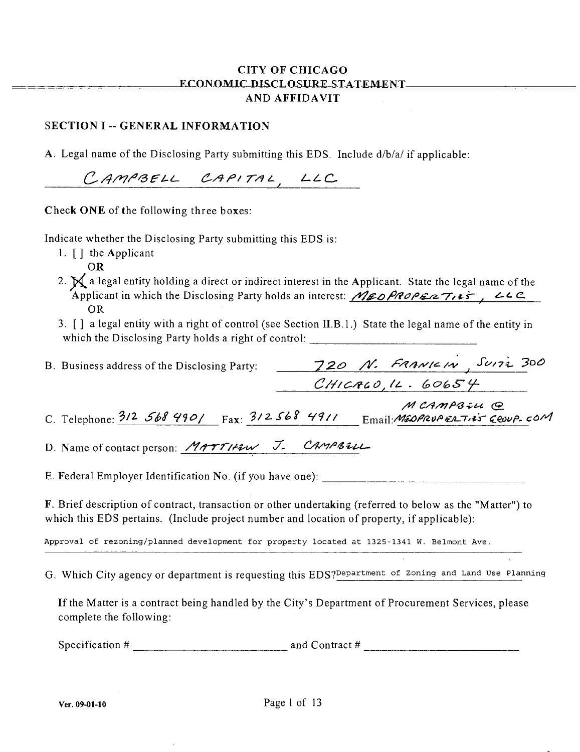# CITY OF CHICAGO
# ECONOMIC DISCLOSURE STATEMENT AND AFFIDAVIT

## SECTION I -- GENERAL INFORMATION

A. Legal name of the Disclosing Party submitting this EDS. Include d/b/a/ if applicable:

CAMPBELL CAPITAL, LLC

**Check ONE** of the following three boxes:

Indicate whether the Disclosing Party submitting this EDS is:

1. [ ] the Applicant
   **OR**
2. [X] a legal entity holding a direct or indirect interest in the Applicant. State the legal name of the Applicant in which the Disclosing Party holds an interest: MEO PROPERTIES, LLC
   OR
3. [ ] a legal entity with a right of control (see Section II.B.1.) State the legal name of the entity in which the Disclosing Party holds a right of control: ____________________

B. Business address of the Disclosing Party: 720 N. FRANKLIN, SUITE 300
CHICAGO, IL. 60654

C. Telephone: 312 568 4901 Fax: 312 568 4911 Email: MCAMPBELL@MEOPROPERTIESGROUP.COM

D. Name of contact person: MATTHEW J. CAMPBELL

E. Federal Employer Identification No. (if you have one): ____________________

F. Brief description of contract, transaction or other undertaking (referred to below as the "Matter") to which this EDS pertains. (Include project number and location of property, if applicable):

Approval of rezoning/planned development for property located at 1325-1341 W. Belmont Ave.

G. Which City agency or department is requesting this EDS? Department of Zoning and Land Use Planning

If the Matter is a contract being handled by the City's Department of Procurement Services, please complete the following:

Specification # ____________________ and Contract # ____________________

Ver. 09-01-10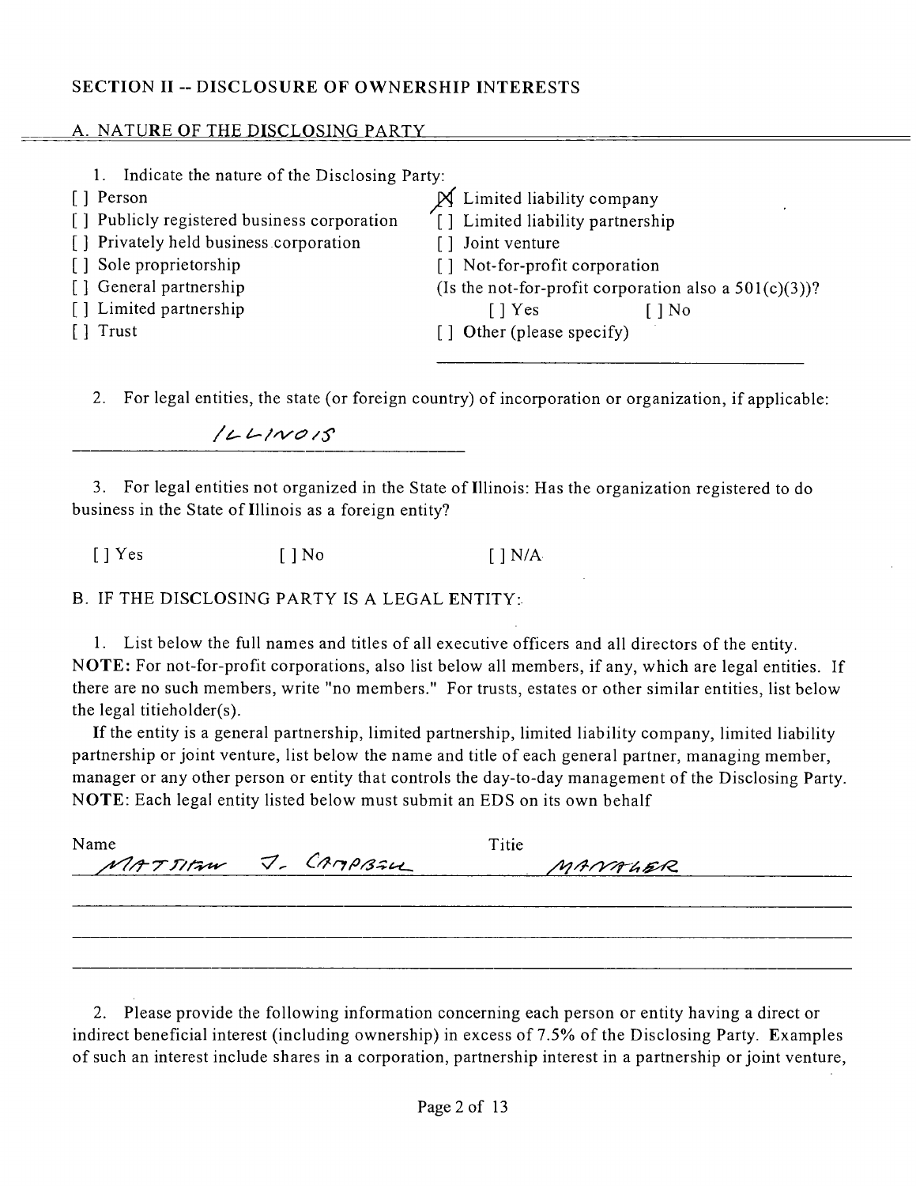## SECTION II -- DISCLOSURE OF OWNERSHIP INTERESTS

### A. NATURE OF THE DISCLOSING PARTY

1. Indicate the nature of the Disclosing Party:

[ ] Person
[ ] Publicly registered business corporation
[ ] Privately held business corporation
[ ] Sole proprietorship
[ ] General partnership
[ ] Limited partnership
[ ] Trust
[X] Limited liability company
[ ] Limited liability partnership
[ ] Joint venture
[ ] Not-for-profit corporation
(Is the not-for-profit corporation also a 501(c)(3))?
[ ] Yes [ ] No
[ ] Other (please specify)

2. For legal entities, the state (or foreign country) of incorporation or organization, if applicable:

ILLINOIS

3. For legal entities not organized in the State of Illinois: Has the organization registered to do business in the State of Illinois as a foreign entity?

[ ] Yes [ ] No [ ] N/A

### B. IF THE DISCLOSING PARTY IS A LEGAL ENTITY:

1. List below the full names and titles of all executive officers and all directors of the entity. **NOTE:** For not-for-profit corporations, also list below all members, if any, which are legal entities. If there are no such members, write "no members." For trusts, estates or other similar entities, list below the legal titieholder(s).

If the entity is a general partnership, limited partnership, limited liability company, limited liability partnership or joint venture, list below the name and title of each general partner, managing member, manager or any other person or entity that controls the day-to-day management of the Disclosing Party. **NOTE**: Each legal entity listed below must submit an EDS on its own behalf

| Name | Titie |
|---|---|
| MATTHEW J. CAMPBELL | MANAGER |

2. Please provide the following information concerning each person or entity having a direct or indirect beneficial interest (including ownership) in excess of 7.5% of the Disclosing Party. Examples of such an interest include shares in a corporation, partnership interest in a partnership or joint venture,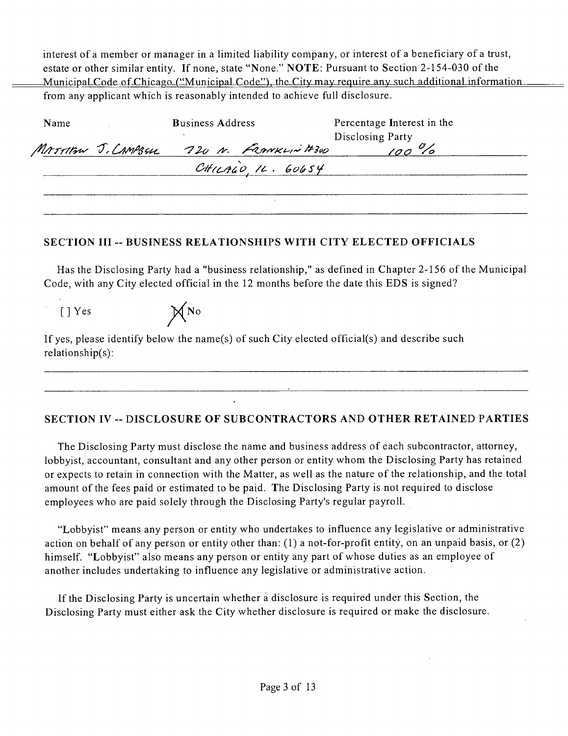interest of a member or manager in a limited liability company, or interest of a beneficiary of a trust, estate or other similar entity. If none, state "None." **NOTE**: Pursuant to Section 2-154-030 of the Municipal Code of Chicago ("Municipal Code"), the City may require any such additional information from any applicant which is reasonably intended to achieve full disclosure.

| Name | Business Address | Percentage Interest in the Disclosing Party |
|---|---|---|
| MATTHEW J. CAMPBELL | 720 N. FRANKLIN #300 CHICAGO, IL. 60654 | 100 % |
| | | |
| | | |

## SECTION III -- BUSINESS RELATIONSHIPS WITH CITY ELECTED OFFICIALS

Has the Disclosing Party had a "business relationship," as defined in Chapter 2-156 of the Municipal Code, with any City elected official in the 12 months before the date this EDS is signed?

[ ] Yes [X] No

If yes, please identify below the name(s) of such City elected official(s) and describe such relationship(s):

## SECTION IV -- DISCLOSURE OF SUBCONTRACTORS AND OTHER RETAINED PARTIES

The Disclosing Party must disclose the name and business address of each subcontractor, attorney, lobbyist, accountant, consultant and any other person or entity whom the Disclosing Party has retained or expects to retain in connection with the Matter, as well as the nature of the relationship, and the total amount of the fees paid or estimated to be paid. The Disclosing Party is not required to disclose employees who are paid solely through the Disclosing Party's regular payroll.

"Lobbyist" means any person or entity who undertakes to influence any legislative or administrative action on behalf of any person or entity other than: (1) a not-for-profit entity, on an unpaid basis, or (2) himself. "Lobbyist" also means any person or entity any part of whose duties as an employee of another includes undertaking to influence any legislative or administrative action.

If the Disclosing Party is uncertain whether a disclosure is required under this Section, the Disclosing Party must either ask the City whether disclosure is required or make the disclosure.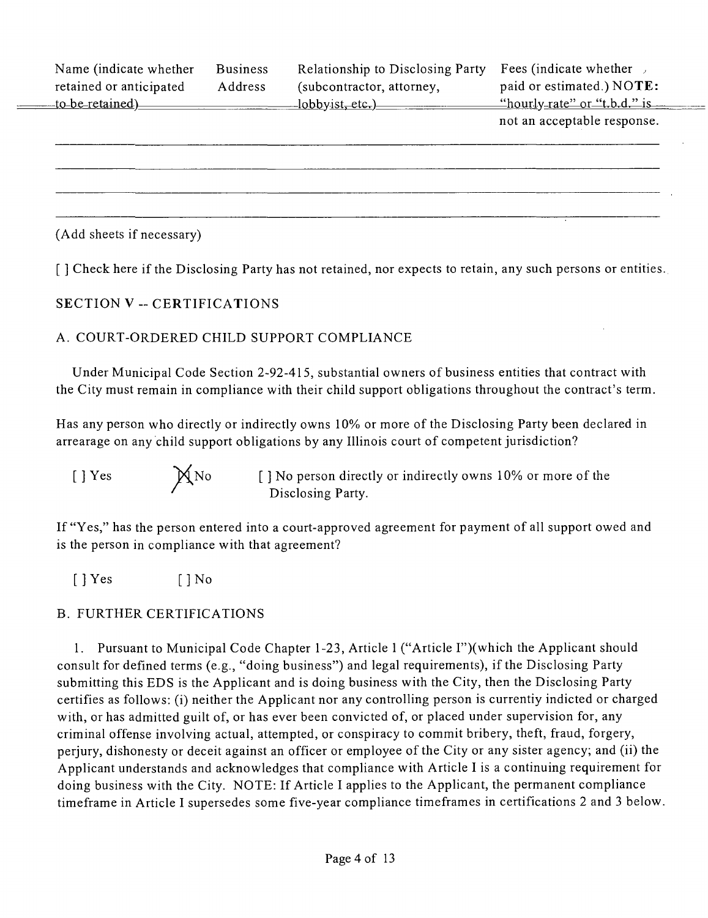| Name (indicate whether retained or anticipated to be retained) | Business Address | Relationship to Disclosing Party (subcontractor, attorney, lobbyist, etc.) | Fees (indicate whether paid or estimated.) NOTE: "hourly rate" or "t.b.d." is not an acceptable response. |
|---|---|---|---|
| | | | |
| | | | |
| | | | |
| | | | |

(Add sheets if necessary)

[ ] Check here if the Disclosing Party has not retained, nor expects to retain, any such persons or entities.

## SECTION V -- CERTIFICATIONS

### A. COURT-ORDERED CHILD SUPPORT COMPLIANCE

Under Municipal Code Section 2-92-415, substantial owners of business entities that contract with the City must remain in compliance with their child support obligations throughout the contract's term.

Has any person who directly or indirectly owns 10% or more of the Disclosing Party been declared in arrearage on any child support obligations by any Illinois court of competent jurisdiction?

[ ] Yes [X] No [ ] No person directly or indirectly owns 10% or more of the Disclosing Party.

If "Yes," has the person entered into a court-approved agreement for payment of all support owed and is the person in compliance with that agreement?

[ ] Yes [ ] No

### B. FURTHER CERTIFICATIONS

1. Pursuant to Municipal Code Chapter 1-23, Article 1 ("Article I")(which the Applicant should consult for defined terms (e.g., "doing business") and legal requirements), if the Disclosing Party submitting this EDS is the Applicant and is doing business with the City, then the Disclosing Party certifies as follows: (i) neither the Applicant nor any controlling person is currentiy indicted or charged with, or has admitted guilt of, or has ever been convicted of, or placed under supervision for, any criminal offense involving actual, attempted, or conspiracy to commit bribery, theft, fraud, forgery, perjury, dishonesty or deceit against an officer or employee of the City or any sister agency; and (ii) the Applicant understands and acknowledges that compliance with Article I is a continuing requirement for doing business with the City. NOTE: If Article I applies to the Applicant, the permanent compliance timeframe in Article I supersedes some five-year compliance timeframes in certifications 2 and 3 below.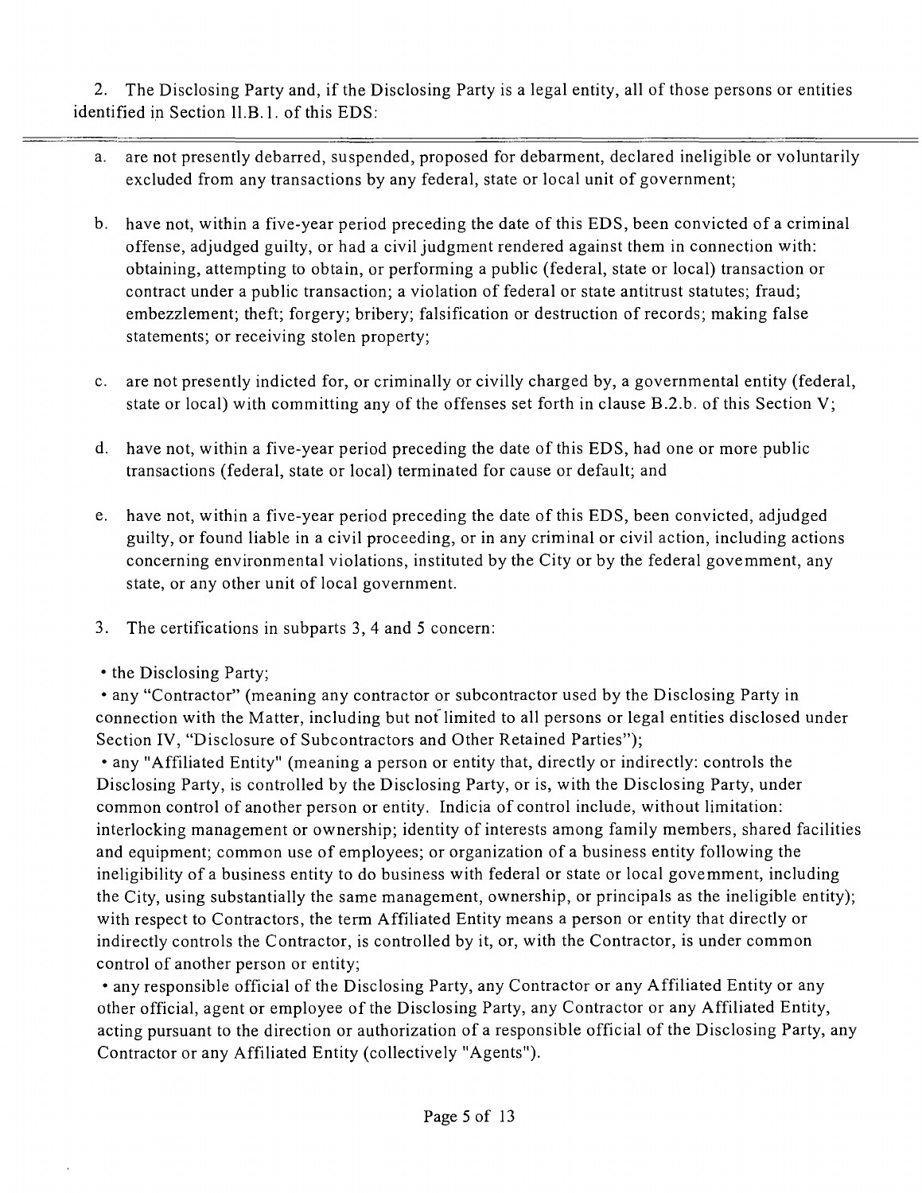2. The Disclosing Party and, if the Disclosing Party is a legal entity, all of those persons or entities identified in Section II.B.1. of this EDS:

a. are not presently debarred, suspended, proposed for debarment, declared ineligible or voluntarily excluded from any transactions by any federal, state or local unit of government;

b. have not, within a five-year period preceding the date of this EDS, been convicted of a criminal offense, adjudged guilty, or had a civil judgment rendered against them in connection with: obtaining, attempting to obtain, or performing a public (federal, state or local) transaction or contract under a public transaction; a violation of federal or state antitrust statutes; fraud; embezzlement; theft; forgery; bribery; falsification or destruction of records; making false statements; or receiving stolen property;

c. are not presently indicted for, or criminally or civilly charged by, a governmental entity (federal, state or local) with committing any of the offenses set forth in clause B.2.b. of this Section V;

d. have not, within a five-year period preceding the date of this EDS, had one or more public transactions (federal, state or local) terminated for cause or default; and

e. have not, within a five-year period preceding the date of this EDS, been convicted, adjudged guilty, or found liable in a civil proceeding, or in any criminal or civil action, including actions concerning environmental violations, instituted by the City or by the federal government, any state, or any other unit of local government.

3. The certifications in subparts 3, 4 and 5 concern:

• the Disclosing Party;

• any "Contractor" (meaning any contractor or subcontractor used by the Disclosing Party in connection with the Matter, including but not limited to all persons or legal entities disclosed under Section IV, "Disclosure of Subcontractors and Other Retained Parties");

• any "Affiliated Entity" (meaning a person or entity that, directly or indirectly: controls the Disclosing Party, is controlled by the Disclosing Party, or is, with the Disclosing Party, under common control of another person or entity. Indicia of control include, without limitation: interlocking management or ownership; identity of interests among family members, shared facilities and equipment; common use of employees; or organization of a business entity following the ineligibility of a business entity to do business with federal or state or local government, including the City, using substantially the same management, ownership, or principals as the ineligible entity); with respect to Contractors, the term Affiliated Entity means a person or entity that directly or indirectly controls the Contractor, is controlled by it, or, with the Contractor, is under common control of another person or entity;

• any responsible official of the Disclosing Party, any Contractor or any Affiliated Entity or any other official, agent or employee of the Disclosing Party, any Contractor or any Affiliated Entity, acting pursuant to the direction or authorization of a responsible official of the Disclosing Party, any Contractor or any Affiliated Entity (collectively "Agents").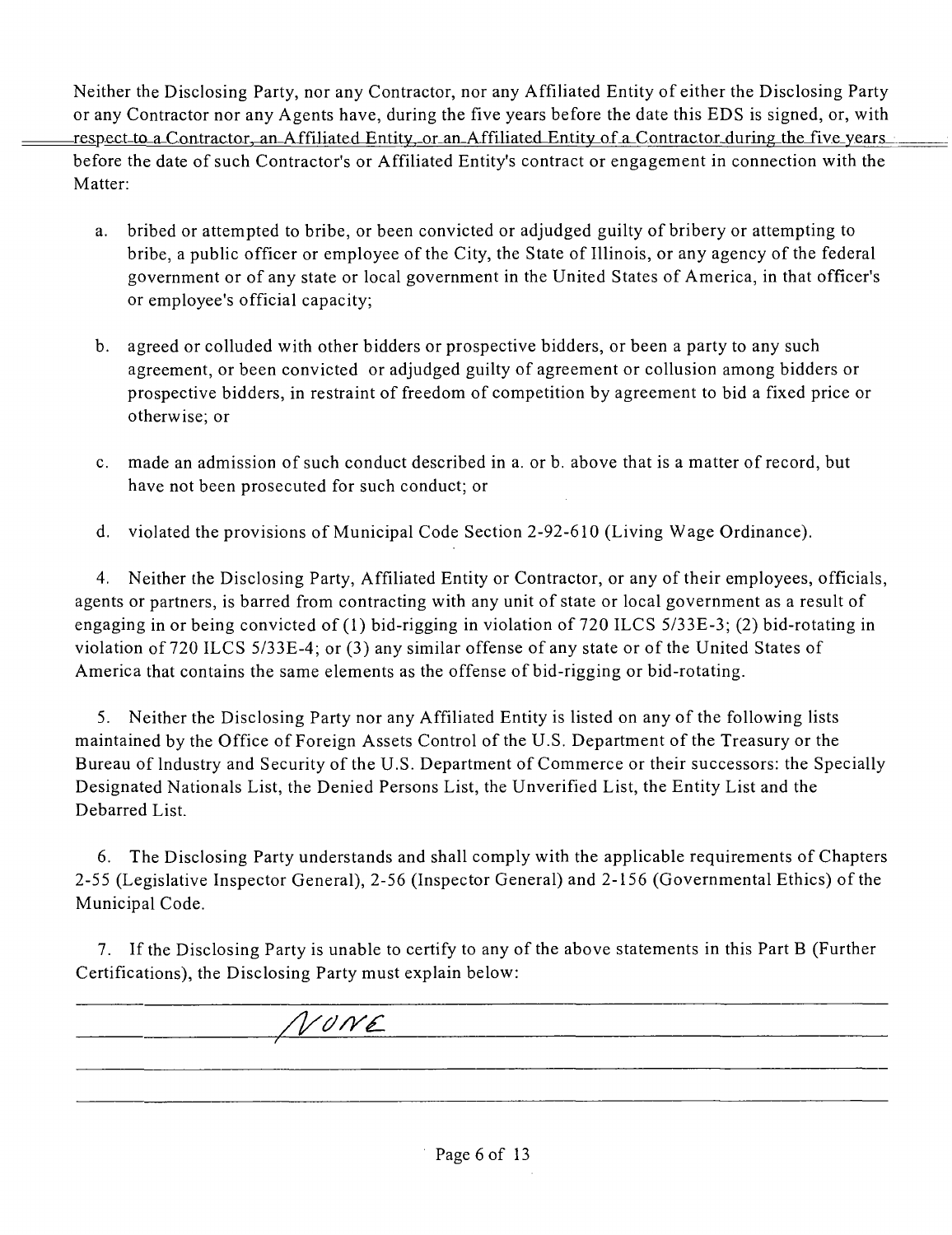Neither the Disclosing Party, nor any Contractor, nor any Affiliated Entity of either the Disclosing Party or any Contractor nor any Agents have, during the five years before the date this EDS is signed, or, with respect to a Contractor, an Affiliated Entity, or an Affiliated Entity of a Contractor during the five years before the date of such Contractor's or Affiliated Entity's contract or engagement in connection with the Matter:

a. bribed or attempted to bribe, or been convicted or adjudged guilty of bribery or attempting to bribe, a public officer or employee of the City, the State of Illinois, or any agency of the federal government or of any state or local government in the United States of America, in that officer's or employee's official capacity;

b. agreed or colluded with other bidders or prospective bidders, or been a party to any such agreement, or been convicted or adjudged guilty of agreement or collusion among bidders or prospective bidders, in restraint of freedom of competition by agreement to bid a fixed price or otherwise; or

c. made an admission of such conduct described in a. or b. above that is a matter of record, but have not been prosecuted for such conduct; or

d. violated the provisions of Municipal Code Section 2-92-610 (Living Wage Ordinance).

4. Neither the Disclosing Party, Affiliated Entity or Contractor, or any of their employees, officials, agents or partners, is barred from contracting with any unit of state or local government as a result of engaging in or being convicted of (1) bid-rigging in violation of 720 ILCS 5/33E-3; (2) bid-rotating in violation of 720 ILCS 5/33E-4; or (3) any similar offense of any state or of the United States of America that contains the same elements as the offense of bid-rigging or bid-rotating.

5. Neither the Disclosing Party nor any Affiliated Entity is listed on any of the following lists maintained by the Office of Foreign Assets Control of the U.S. Department of the Treasury or the Bureau of Industry and Security of the U.S. Department of Commerce or their successors: the Specially Designated Nationals List, the Denied Persons List, the Unverified List, the Entity List and the Debarred List.

6. The Disclosing Party understands and shall comply with the applicable requirements of Chapters 2-55 (Legislative Inspector General), 2-56 (Inspector General) and 2-156 (Governmental Ethics) of the Municipal Code.

7. If the Disclosing Party is unable to certify to any of the above statements in this Part B (Further Certifications), the Disclosing Party must explain below:

NONE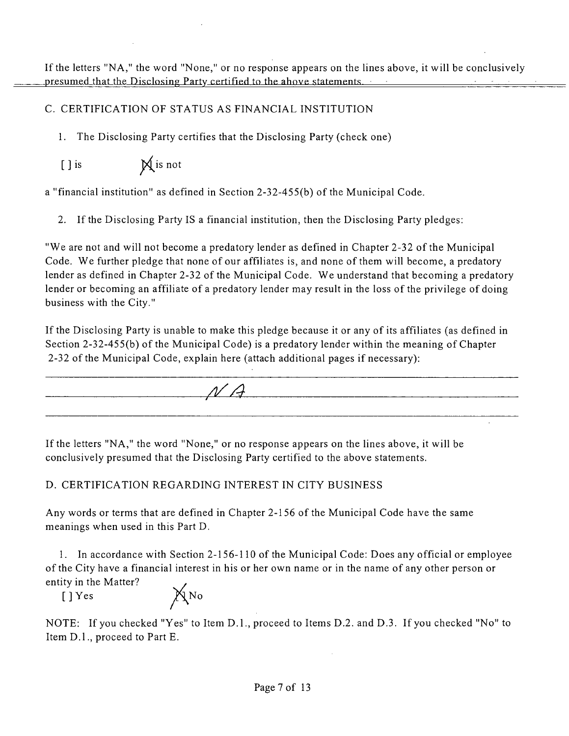If the letters "NA," the word "None," or no response appears on the lines above, it will be conclusively presumed that the Disclosing Party certified to the above statements.

C. CERTIFICATION OF STATUS AS FINANCIAL INSTITUTION

1. The Disclosing Party certifies that the Disclosing Party (check one)

[ ] is [X] is not

a "financial institution" as defined in Section 2-32-455(b) of the Municipal Code.

2. If the Disclosing Party IS a financial institution, then the Disclosing Party pledges:

"We are not and will not become a predatory lender as defined in Chapter 2-32 of the Municipal Code. We further pledge that none of our affiliates is, and none of them will become, a predatory lender as defined in Chapter 2-32 of the Municipal Code. We understand that becoming a predatory lender or becoming an affiliate of a predatory lender may result in the loss of the privilege of doing business with the City."

If the Disclosing Party is unable to make this pledge because it or any of its affiliates (as defined in Section 2-32-455(b) of the Municipal Code) is a predatory lender within the meaning of Chapter 2-32 of the Municipal Code, explain here (attach additional pages if necessary):

NA

If the letters "NA," the word "None," or no response appears on the lines above, it will be conclusively presumed that the Disclosing Party certified to the above statements.

D. CERTIFICATION REGARDING INTEREST IN CITY BUSINESS

Any words or terms that are defined in Chapter 2-156 of the Municipal Code have the same meanings when used in this Part D.

1. In accordance with Section 2-156-110 of the Municipal Code: Does any official or employee of the City have a financial interest in his or her own name or in the name of any other person or entity in the Matter?

[ ] Yes [X] No

NOTE: If you checked "Yes" to Item D.1., proceed to Items D.2. and D.3. If you checked "No" to Item D.1., proceed to Part E.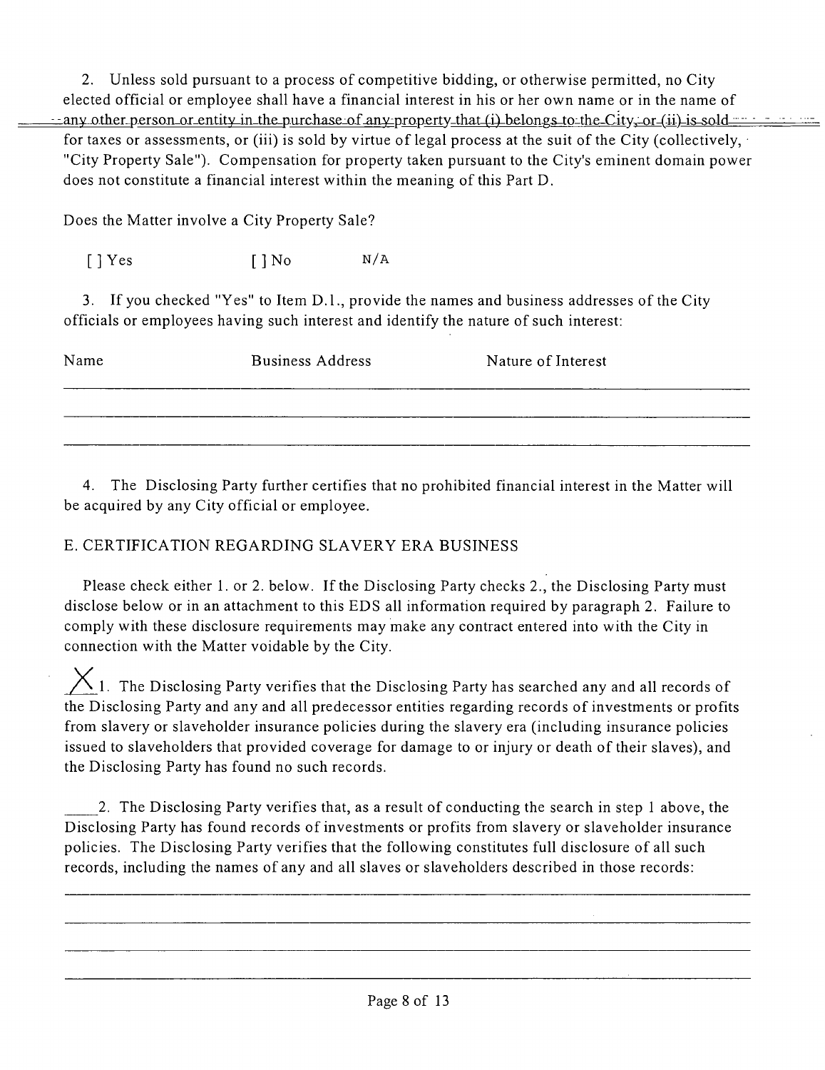2. Unless sold pursuant to a process of competitive bidding, or otherwise permitted, no City elected official or employee shall have a financial interest in his or her own name or in the name of any other person or entity in the purchase of any property that (i) belongs to the City, or (ii) is sold for taxes or assessments, or (iii) is sold by virtue of legal process at the suit of the City (collectively, "City Property Sale"). Compensation for property taken pursuant to the City's eminent domain power does not constitute a financial interest within the meaning of this Part D.

Does the Matter involve a City Property Sale?

[ ] Yes [ ] No N/A

3. If you checked "Yes" to Item D.1., provide the names and business addresses of the City officials or employees having such interest and identify the nature of such interest:

| Name | Business Address | Nature of Interest |
|---|---|---|
| | | |
| | | |
| | | |

4. The Disclosing Party further certifies that no prohibited financial interest in the Matter will be acquired by any City official or employee.

E. CERTIFICATION REGARDING SLAVERY ERA BUSINESS

Please check either 1. or 2. below. If the Disclosing Party checks 2., the Disclosing Party must disclose below or in an attachment to this EDS all information required by paragraph 2. Failure to comply with these disclosure requirements may make any contract entered into with the City in connection with the Matter voidable by the City.

X 1. The Disclosing Party verifies that the Disclosing Party has searched any and all records of the Disclosing Party and any and all predecessor entities regarding records of investments or profits from slavery or slaveholder insurance policies during the slavery era (including insurance policies issued to slaveholders that provided coverage for damage to or injury or death of their slaves), and the Disclosing Party has found no such records.

\_\_\_\_ 2. The Disclosing Party verifies that, as a result of conducting the search in step 1 above, the Disclosing Party has found records of investments or profits from slavery or slaveholder insurance policies. The Disclosing Party verifies that the following constitutes full disclosure of all such records, including the names of any and all slaves or slaveholders described in those records:

\_\_\_\_\_\_\_\_\_\_\_\_\_\_\_\_\_\_\_\_\_\_\_\_\_\_\_\_\_\_\_\_\_\_\_\_\_\_\_\_\_\_\_\_\_\_\_\_\_\_\_\_\_\_\_\_\_\_\_\_\_\_\_\_\_\_\_\_\_\_\_\_\_\_\_\_

\_\_\_\_\_\_\_\_\_\_\_\_\_\_\_\_\_\_\_\_\_\_\_\_\_\_\_\_\_\_\_\_\_\_\_\_\_\_\_\_\_\_\_\_\_\_\_\_\_\_\_\_\_\_\_\_\_\_\_\_\_\_\_\_\_\_\_\_\_\_\_\_\_\_\_\_

\_\_\_\_\_\_\_\_\_\_\_\_\_\_\_\_\_\_\_\_\_\_\_\_\_\_\_\_\_\_\_\_\_\_\_\_\_\_\_\_\_\_\_\_\_\_\_\_\_\_\_\_\_\_\_\_\_\_\_\_\_\_\_\_\_\_\_\_\_\_\_\_\_\_\_\_

\_\_\_\_\_\_\_\_\_\_\_\_\_\_\_\_\_\_\_\_\_\_\_\_\_\_\_\_\_\_\_\_\_\_\_\_\_\_\_\_\_\_\_\_\_\_\_\_\_\_\_\_\_\_\_\_\_\_\_\_\_\_\_\_\_\_\_\_\_\_\_\_\_\_\_\_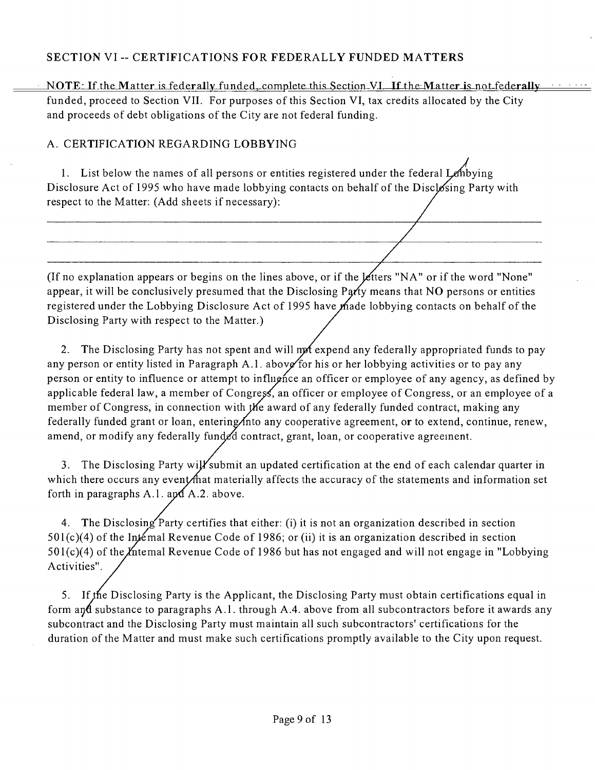## SECTION VI -- CERTIFICATIONS FOR FEDERALLY FUNDED MATTERS

NOTE: If the Matter is federally funded, complete this Section VI. If the Matter is not federally funded, proceed to Section VII. For purposes of this Section VI, tax credits allocated by the City and proceeds of debt obligations of the City are not federal funding.

### A. CERTIFICATION REGARDING LOBBYING

1. List below the names of all persons or entities registered under the federal Lobbying Disclosure Act of 1995 who have made lobbying contacts on behalf of the Disclosing Party with respect to the Matter: (Add sheets if necessary):

\_\_\_\_\_\_\_\_\_\_\_\_\_\_\_\_\_\_\_\_\_\_\_\_\_\_\_\_\_\_\_\_\_\_\_\_\_\_\_\_\_\_\_\_\_\_\_\_\_\_\_\_\_\_\_\_\_\_

\_\_\_\_\_\_\_\_\_\_\_\_\_\_\_\_\_\_\_\_\_\_\_\_\_\_\_\_\_\_\_\_\_\_\_\_\_\_\_\_\_\_\_\_\_\_\_\_\_\_\_\_\_\_\_\_\_\_

\_\_\_\_\_\_\_\_\_\_\_\_\_\_\_\_\_\_\_\_\_\_\_\_\_\_\_\_\_\_\_\_\_\_\_\_\_\_\_\_\_\_\_\_\_\_\_\_\_\_\_\_\_\_\_\_\_\_

(If no explanation appears or begins on the lines above, or if the letters "NA" or if the word "None" appear, it will be conclusively presumed that the Disclosing Party means that NO persons or entities registered under the Lobbying Disclosure Act of 1995 have made lobbying contacts on behalf of the Disclosing Party with respect to the Matter.)

2. The Disclosing Party has not spent and will not expend any federally appropriated funds to pay any person or entity listed in Paragraph A.1. above for his or her lobbying activities or to pay any person or entity to influence or attempt to influence an officer or employee of any agency, as defined by applicable federal law, a member of Congress, an officer or employee of Congress, or an employee of a member of Congress, in connection with the award of any federally funded contract, making any federally funded grant or loan, entering into any cooperative agreement, or to extend, continue, renew, amend, or modify any federally funded contract, grant, loan, or cooperative agreement.

3. The Disclosing Party will submit an updated certification at the end of each calendar quarter in which there occurs any event that materially affects the accuracy of the statements and information set forth in paragraphs A.1. and A.2. above.

4. The Disclosing Party certifies that either: (i) it is not an organization described in section 501(c)(4) of the Internal Revenue Code of 1986; or (ii) it is an organization described in section 501(c)(4) of the Internal Revenue Code of 1986 but has not engaged and will not engage in "Lobbying Activities".

5. If the Disclosing Party is the Applicant, the Disclosing Party must obtain certifications equal in form and substance to paragraphs A.1. through A.4. above from all subcontractors before it awards any subcontract and the Disclosing Party must maintain all such subcontractors' certifications for the duration of the Matter and must make such certifications promptly available to the City upon request.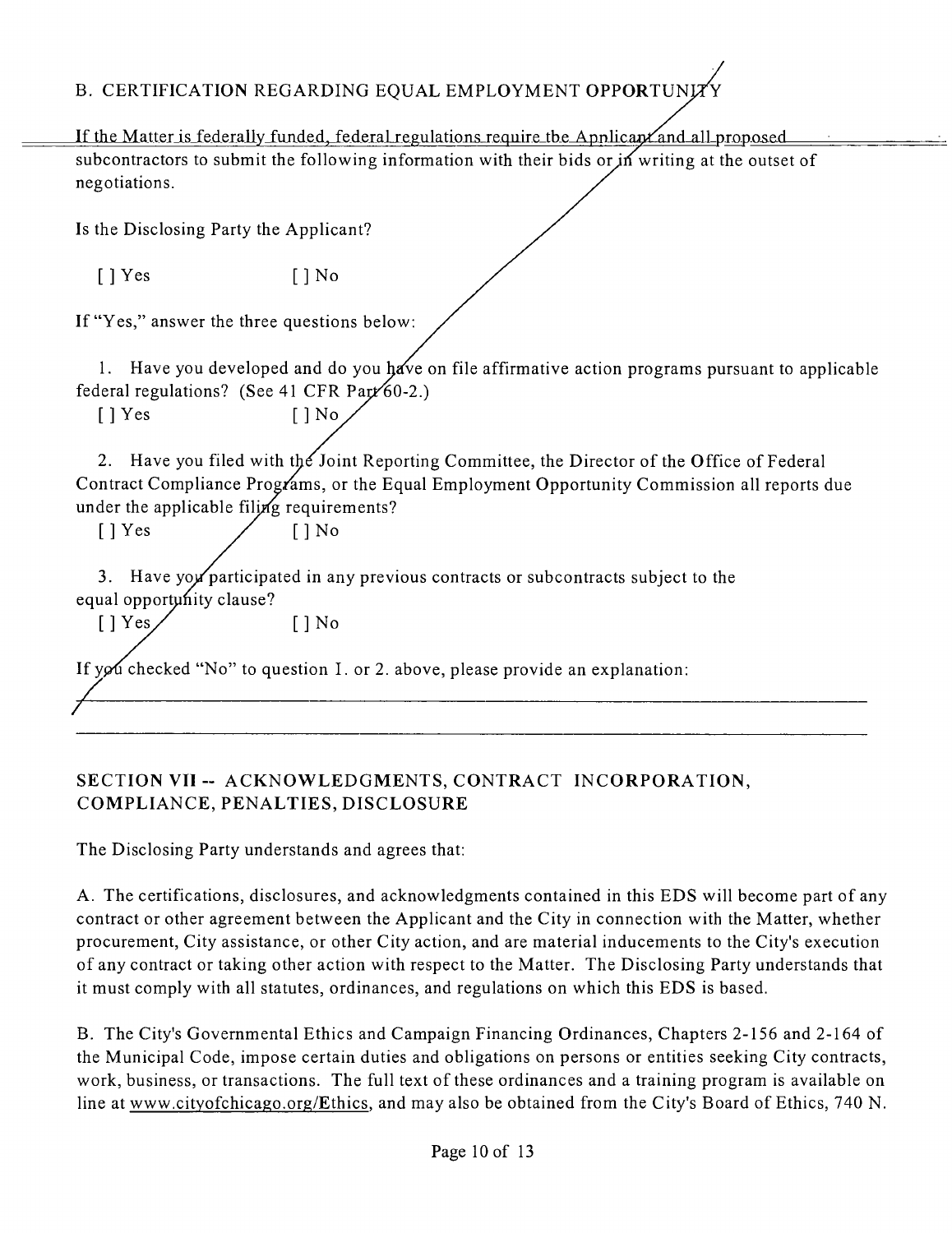B. CERTIFICATION REGARDING EQUAL EMPLOYMENT OPPORTUNITY

If the Matter is federally funded, federal regulations require the Applicant and all proposed subcontractors to submit the following information with their bids or in writing at the outset of negotiations.

Is the Disclosing Party the Applicant?

[ ] Yes [ ] No

If "Yes," answer the three questions below:

1. Have you developed and do you have on file affirmative action programs pursuant to applicable federal regulations? (See 41 CFR Part 60-2.)

[ ] Yes [ ] No

2. Have you filed with the Joint Reporting Committee, the Director of the Office of Federal Contract Compliance Programs, or the Equal Employment Opportunity Commission all reports due under the applicable filing requirements?

[ ] Yes [ ] No

3. Have you participated in any previous contracts or subcontracts subject to the equal opportunity clause?

[ ] Yes [ ] No

If you checked "No" to question 1. or 2. above, please provide an explanation:

______________________________________________________________________

______________________________________________________________________

## SECTION VII -- ACKNOWLEDGMENTS, CONTRACT INCORPORATION, COMPLIANCE, PENALTIES, DISCLOSURE

The Disclosing Party understands and agrees that:

A. The certifications, disclosures, and acknowledgments contained in this EDS will become part of any contract or other agreement between the Applicant and the City in connection with the Matter, whether procurement, City assistance, or other City action, and are material inducements to the City's execution of any contract or taking other action with respect to the Matter. The Disclosing Party understands that it must comply with all statutes, ordinances, and regulations on which this EDS is based.

B. The City's Governmental Ethics and Campaign Financing Ordinances, Chapters 2-156 and 2-164 of the Municipal Code, impose certain duties and obligations on persons or entities seeking City contracts, work, business, or transactions. The full text of these ordinances and a training program is available on line at www.cityofchicago.org/Ethics, and may also be obtained from the City's Board of Ethics, 740 N.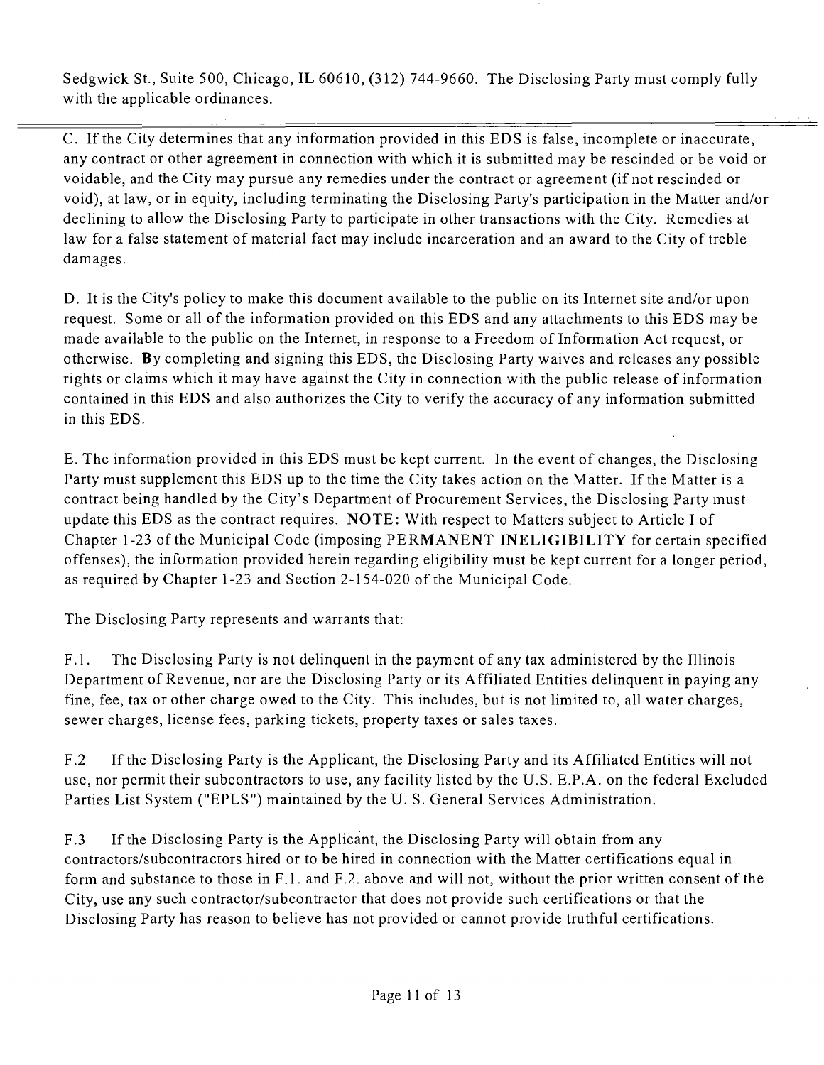Sedgwick St., Suite 500, Chicago, IL 60610, (312) 744-9660. The Disclosing Party must comply fully with the applicable ordinances.

---

C. If the City determines that any information provided in this EDS is false, incomplete or inaccurate, any contract or other agreement in connection with which it is submitted may be rescinded or be void or voidable, and the City may pursue any remedies under the contract or agreement (if not rescinded or void), at law, or in equity, including terminating the Disclosing Party's participation in the Matter and/or declining to allow the Disclosing Party to participate in other transactions with the City. Remedies at law for a false statement of material fact may include incarceration and an award to the City of treble damages.

D. It is the City's policy to make this document available to the public on its Internet site and/or upon request. Some or all of the information provided on this EDS and any attachments to this EDS may be made available to the public on the Internet, in response to a Freedom of Information Act request, or otherwise. By completing and signing this EDS, the Disclosing Party waives and releases any possible rights or claims which it may have against the City in connection with the public release of information contained in this EDS and also authorizes the City to verify the accuracy of any information submitted in this EDS.

E. The information provided in this EDS must be kept current. In the event of changes, the Disclosing Party must supplement this EDS up to the time the City takes action on the Matter. If the Matter is a contract being handled by the City's Department of Procurement Services, the Disclosing Party must update this EDS as the contract requires. **NOTE:** With respect to Matters subject to Article I of Chapter 1-23 of the Municipal Code (imposing **PERMANENT INELIGIBILITY** for certain specified offenses), the information provided herein regarding eligibility must be kept current for a longer period, as required by Chapter 1-23 and Section 2-154-020 of the Municipal Code.

The Disclosing Party represents and warrants that:

F.1. The Disclosing Party is not delinquent in the payment of any tax administered by the Illinois Department of Revenue, nor are the Disclosing Party or its Affiliated Entities delinquent in paying any fine, fee, tax or other charge owed to the City. This includes, but is not limited to, all water charges, sewer charges, license fees, parking tickets, property taxes or sales taxes.

F.2 If the Disclosing Party is the Applicant, the Disclosing Party and its Affiliated Entities will not use, nor permit their subcontractors to use, any facility listed by the U.S. E.P.A. on the federal Excluded Parties List System ("EPLS") maintained by the U. S. General Services Administration.

F.3 If the Disclosing Party is the Applicant, the Disclosing Party will obtain from any contractors/subcontractors hired or to be hired in connection with the Matter certifications equal in form and substance to those in F.1. and F.2. above and will not, without the prior written consent of the City, use any such contractor/subcontractor that does not provide such certifications or that the Disclosing Party has reason to believe has not provided or cannot provide truthful certifications.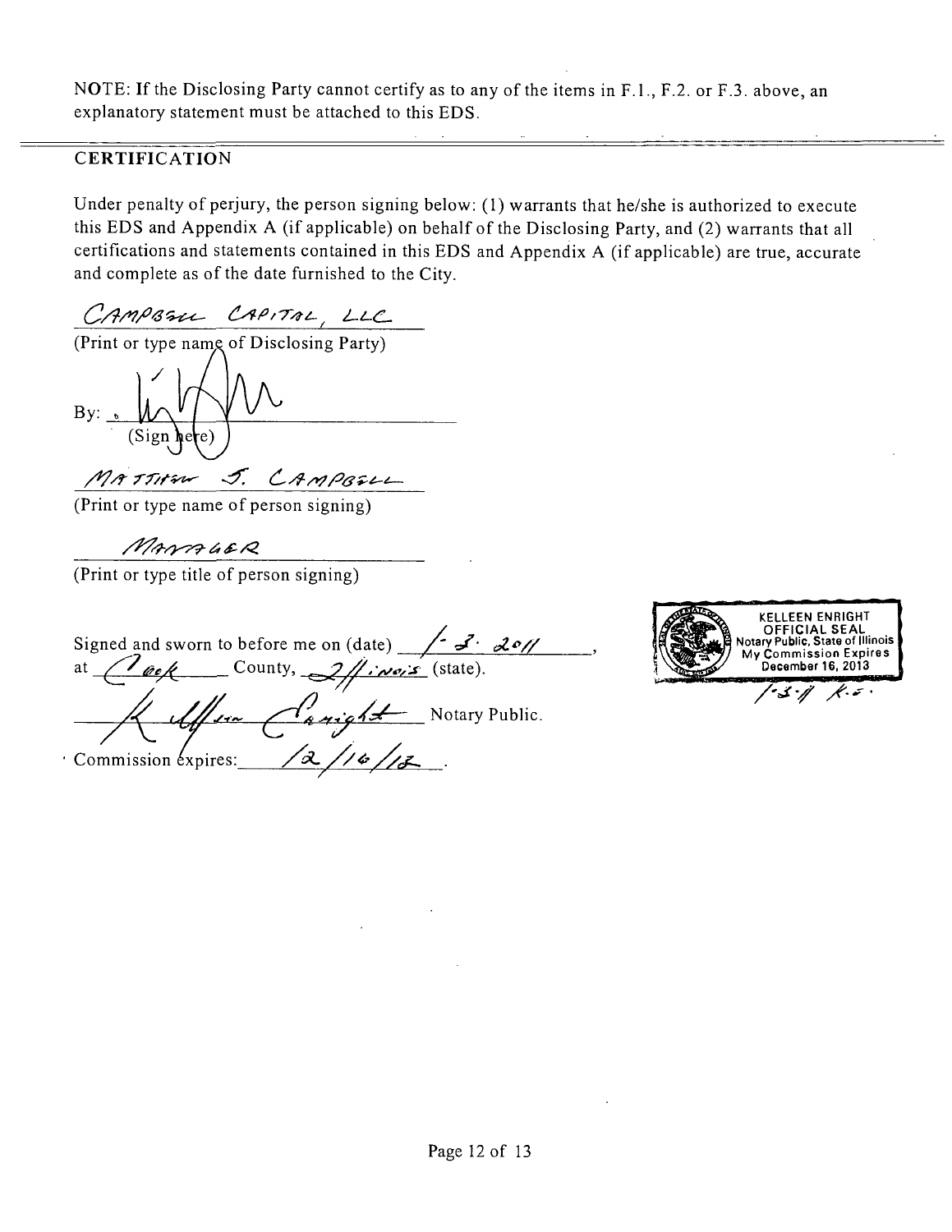NOTE: If the Disclosing Party cannot certify as to any of the items in F.1., F.2. or F.3. above, an explanatory statement must be attached to this EDS.

## CERTIFICATION

Under penalty of perjury, the person signing below: (1) warrants that he/she is authorized to execute this EDS and Appendix A (if applicable) on behalf of the Disclosing Party, and (2) warrants that all certifications and statements contained in this EDS and Appendix A (if applicable) are true, accurate and complete as of the date furnished to the City.

CAMPBELL CAPITAL, LLC
(Print or type name of Disclosing Party)

By: [signature]
(Sign here)

MATTHEW J. CAMPBELL
(Print or type name of person signing)

MANAGER
(Print or type title of person signing)

Signed and sworn to before me on (date) 1-3-2011,
at Cook County, Illinois (state).

[signature] Notary Public.

Commission expires: 12/16/13.

KELLEEN ENRIGHT
OFFICIAL SEAL
Notary Public, State of Illinois
My Commission Expires
December 16, 2013

1-3-11 K.E.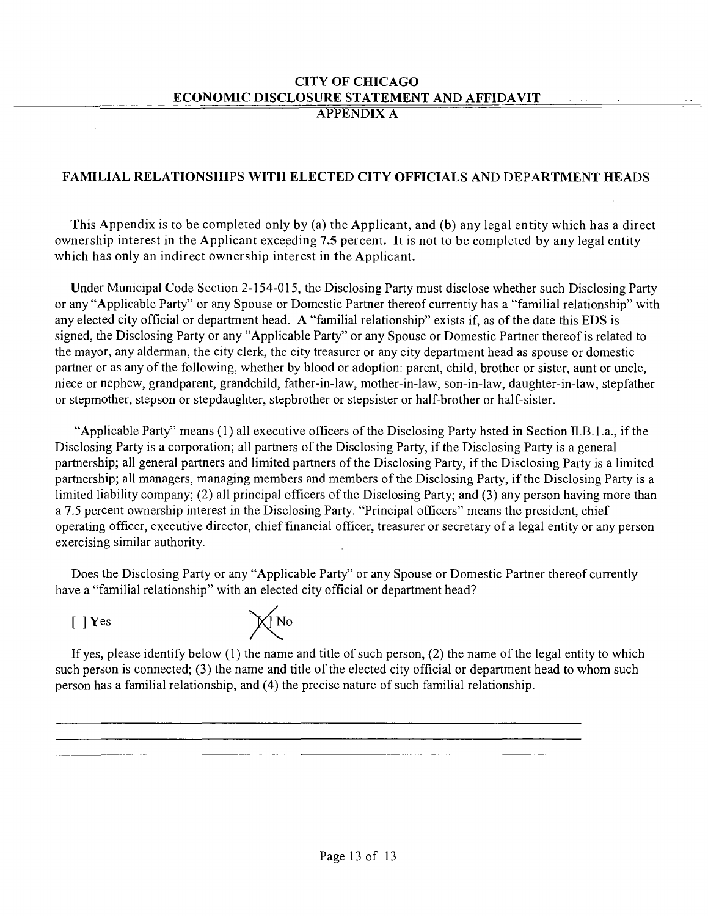## CITY OF CHICAGO
## ECONOMIC DISCLOSURE STATEMENT AND AFFIDAVIT
## APPENDIX A

### FAMILIAL RELATIONSHIPS WITH ELECTED CITY OFFICIALS AND DEPARTMENT HEADS

This Appendix is to be completed only by (a) the Applicant, and (b) any legal entity which has a direct ownership interest in the Applicant exceeding 7.5 percent. It is not to be completed by any legal entity which has only an indirect ownership interest in the Applicant.

Under Municipal Code Section 2-154-015, the Disclosing Party must disclose whether such Disclosing Party or any "Applicable Party" or any Spouse or Domestic Partner thereof currentiy has a "familial relationship" with any elected city official or department head. A "familial relationship" exists if, as of the date this EDS is signed, the Disclosing Party or any "Applicable Party" or any Spouse or Domestic Partner thereof is related to the mayor, any alderman, the city clerk, the city treasurer or any city department head as spouse or domestic partner or as any of the following, whether by blood or adoption: parent, child, brother or sister, aunt or uncle, niece or nephew, grandparent, grandchild, father-in-law, mother-in-law, son-in-law, daughter-in-law, stepfather or stepmother, stepson or stepdaughter, stepbrother or stepsister or half-brother or half-sister.

"Applicable Party" means (1) all executive officers of the Disclosing Party hsted in Section II.B.1.a., if the Disclosing Party is a corporation; all partners of the Disclosing Party, if the Disclosing Party is a general partnership; all general partners and limited partners of the Disclosing Party, if the Disclosing Party is a limited partnership; all managers, managing members and members of the Disclosing Party, if the Disclosing Party is a limited liability company; (2) all principal officers of the Disclosing Party; and (3) any person having more than a 7.5 percent ownership interest in the Disclosing Party. "Principal officers" means the president, chief operating officer, executive director, chief financial officer, treasurer or secretary of a legal entity or any person exercising similar authority.

Does the Disclosing Party or any "Applicable Party" or any Spouse or Domestic Partner thereof currently have a "familial relationship" with an elected city official or department head?

[ ] Yes [X] No

If yes, please identify below (1) the name and title of such person, (2) the name of the legal entity to which such person is connected; (3) the name and title of the elected city official or department head to whom such person has a familial relationship, and (4) the precise nature of such familial relationship.

\_\_\_\_\_\_\_\_\_\_\_\_\_\_\_\_\_\_\_\_\_\_\_\_\_\_\_\_\_\_\_\_\_\_\_\_\_\_\_\_\_\_\_\_\_\_\_\_\_\_\_\_\_\_\_\_\_\_\_\_\_\_\_\_\_\_\_\_\_\_\_\_\_\_\_\_\_\_

\_\_\_\_\_\_\_\_\_\_\_\_\_\_\_\_\_\_\_\_\_\_\_\_\_\_\_\_\_\_\_\_\_\_\_\_\_\_\_\_\_\_\_\_\_\_\_\_\_\_\_\_\_\_\_\_\_\_\_\_\_\_\_\_\_\_\_\_\_\_\_\_\_\_\_\_\_\_

\_\_\_\_\_\_\_\_\_\_\_\_\_\_\_\_\_\_\_\_\_\_\_\_\_\_\_\_\_\_\_\_\_\_\_\_\_\_\_\_\_\_\_\_\_\_\_\_\_\_\_\_\_\_\_\_\_\_\_\_\_\_\_\_\_\_\_\_\_\_\_\_\_\_\_\_\_\_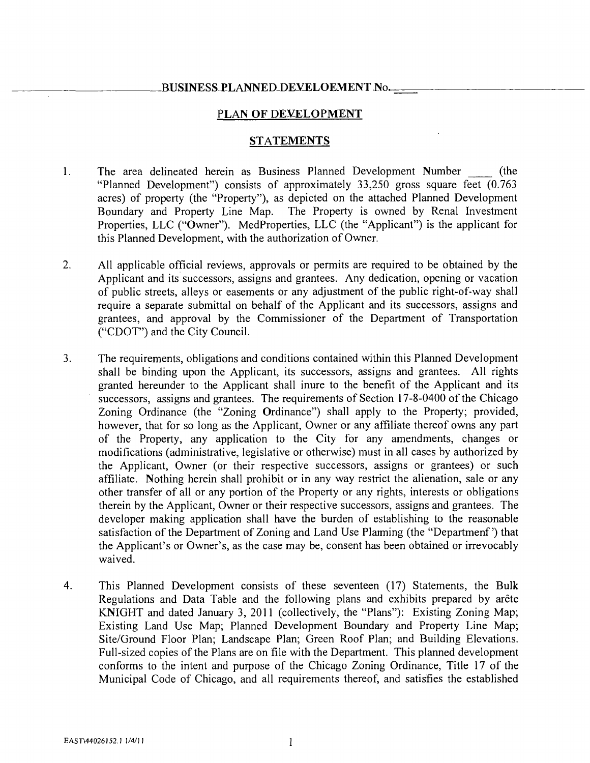## BUSINESS PLANNED DEVELOEMENT No.____

## PLAN OF DEVELOPMENT

## STATEMENTS

1. The area delineated herein as Business Planned Development Number ____ (the "Planned Development") consists of approximately 33,250 gross square feet (0.763 acres) of property (the "Property"), as depicted on the attached Planned Development Boundary and Property Line Map. The Property is owned by Renal Investment Properties, LLC ("Owner"). MedProperties, LLC (the "Applicant") is the applicant for this Planned Development, with the authorization of Owner.

2. All applicable official reviews, approvals or permits are required to be obtained by the Applicant and its successors, assigns and grantees. Any dedication, opening or vacation of public streets, alleys or easements or any adjustment of the public right-of-way shall require a separate submittal on behalf of the Applicant and its successors, assigns and grantees, and approval by the Commissioner of the Department of Transportation ("CDOT") and the City Council.

3. The requirements, obligations and conditions contained within this Planned Development shall be binding upon the Applicant, its successors, assigns and grantees. All rights granted hereunder to the Applicant shall inure to the benefit of the Applicant and its successors, assigns and grantees. The requirements of Section 17-8-0400 of the Chicago Zoning Ordinance (the "Zoning Ordinance") shall apply to the Property; provided, however, that for so long as the Applicant, Owner or any affiliate thereof owns any part of the Property, any application to the City for any amendments, changes or modifications (administrative, legislative or otherwise) must in all cases by authorized by the Applicant, Owner (or their respective successors, assigns or grantees) or such affiliate. Nothing herein shall prohibit or in any way restrict the alienation, sale or any other transfer of all or any portion of the Property or any rights, interests or obligations therein by the Applicant, Owner or their respective successors, assigns and grantees. The developer making application shall have the burden of establishing to the reasonable satisfaction of the Department of Zoning and Land Use Plaming (the "Departmenf') that the Applicant's or Owner's, as the case may be, consent has been obtained or irrevocably waived.

4. This Planned Development consists of these seventeen (17) Statements, the Bulk Regulations and Data Table and the following plans and exhibits prepared by arête KNIGHT and dated January 3, 2011 (collectively, the "Plans"): Existing Zoning Map; Existing Land Use Map; Planned Development Boundary and Property Line Map; Site/Ground Floor Plan; Landscape Plan; Green Roof Plan; and Building Elevations. Full-sized copies of the Plans are on file with the Department. This planned development conforms to the intent and purpose of the Chicago Zoning Ordinance, Title 17 of the Municipal Code of Chicago, and all requirements thereof, and satisfies the established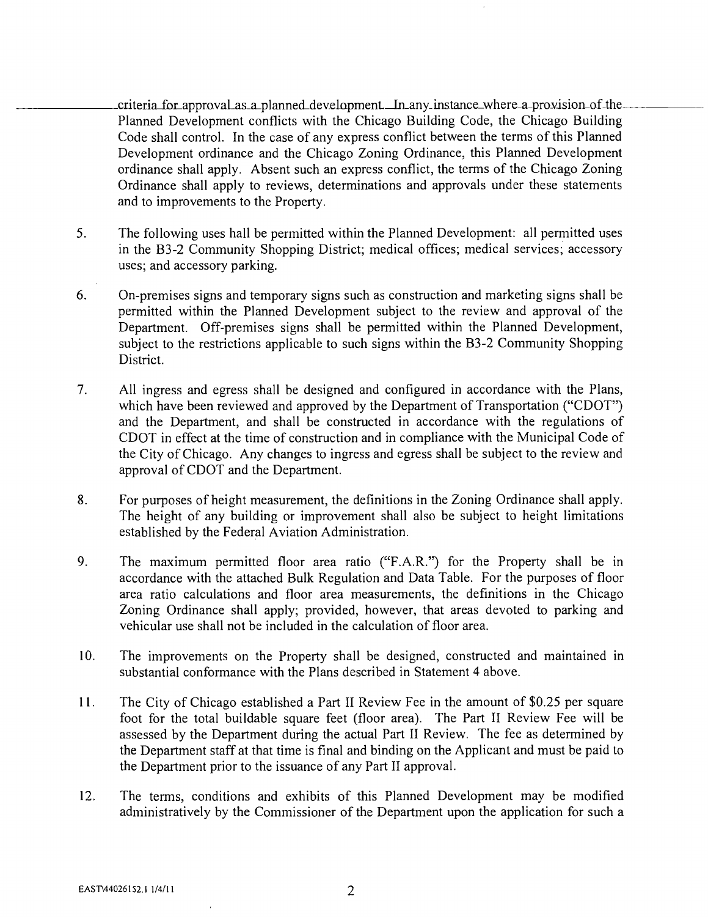criteria for approval as a planned development. In any instance where a provision of the Planned Development conflicts with the Chicago Building Code, the Chicago Building Code shall control. In the case of any express conflict between the terms of this Planned Development ordinance and the Chicago Zoning Ordinance, this Planned Development ordinance shall apply. Absent such an express conflict, the terms of the Chicago Zoning Ordinance shall apply to reviews, determinations and approvals under these statements and to improvements to the Property.

5. The following uses hall be permitted within the Planned Development: all permitted uses in the B3-2 Community Shopping District; medical offices; medical services; accessory uses; and accessory parking.

6. On-premises signs and temporary signs such as construction and marketing signs shall be permitted within the Planned Development subject to the review and approval of the Department. Off-premises signs shall be permitted within the Planned Development, subject to the restrictions applicable to such signs within the B3-2 Community Shopping District.

7. All ingress and egress shall be designed and configured in accordance with the Plans, which have been reviewed and approved by the Department of Transportation ("CDOT") and the Department, and shall be constructed in accordance with the regulations of CDOT in effect at the time of construction and in compliance with the Municipal Code of the City of Chicago. Any changes to ingress and egress shall be subject to the review and approval of CDOT and the Department.

8. For purposes of height measurement, the definitions in the Zoning Ordinance shall apply. The height of any building or improvement shall also be subject to height limitations established by the Federal Aviation Administration.

9. The maximum permitted floor area ratio ("F.A.R.") for the Property shall be in accordance with the attached Bulk Regulation and Data Table. For the purposes of floor area ratio calculations and floor area measurements, the definitions in the Chicago Zoning Ordinance shall apply; provided, however, that areas devoted to parking and vehicular use shall not be included in the calculation of floor area.

10. The improvements on the Property shall be designed, constructed and maintained in substantial conformance with the Plans described in Statement 4 above.

11. The City of Chicago established a Part II Review Fee in the amount of $0.25 per square foot for the total buildable square feet (floor area). The Part II Review Fee will be assessed by the Department during the actual Part II Review. The fee as determined by the Department staff at that time is final and binding on the Applicant and must be paid to the Department prior to the issuance of any Part II approval.

12. The terms, conditions and exhibits of this Planned Development may be modified administratively by the Commissioner of the Department upon the application for such a

EAST\44026152.1 1/4/11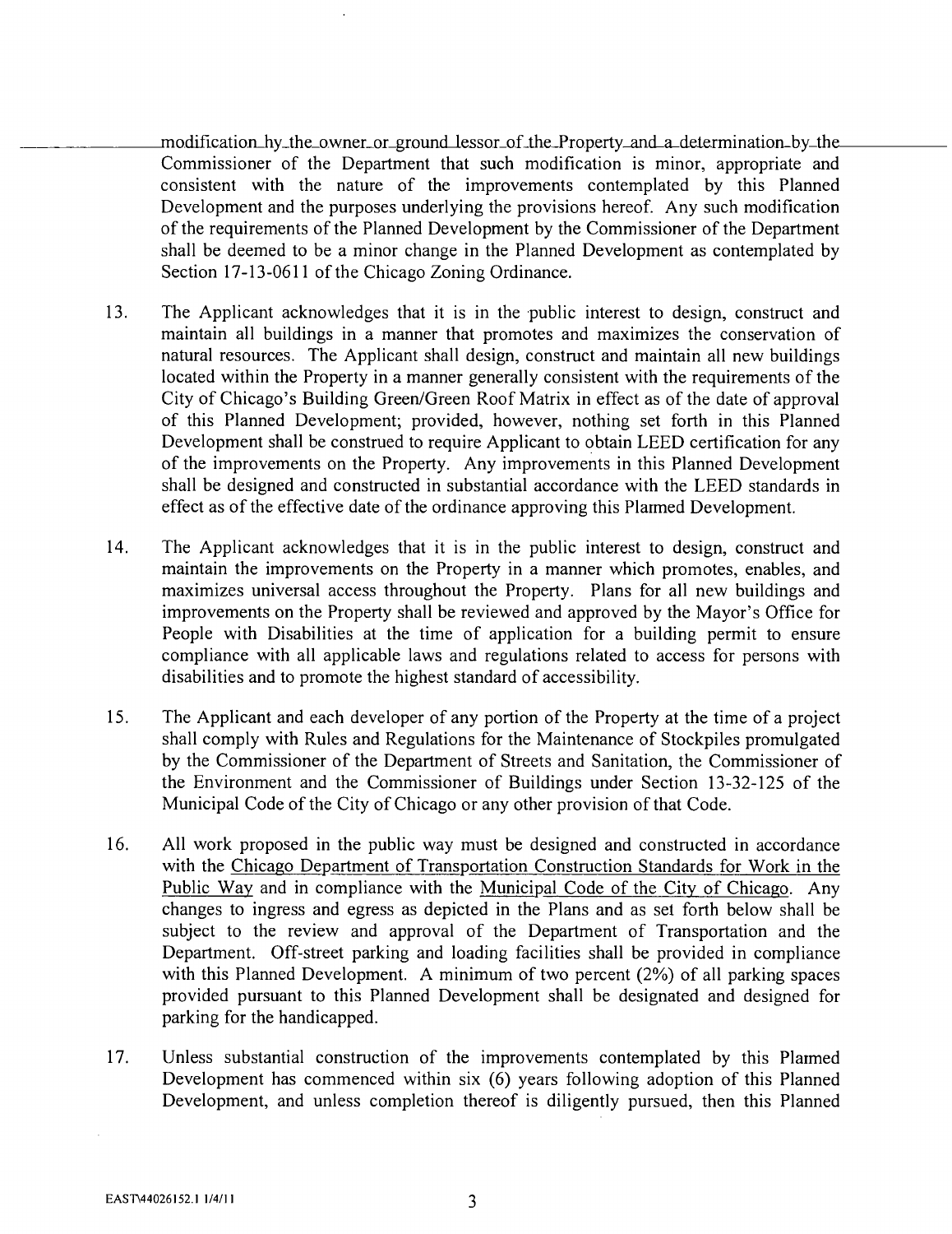modification by the owner or ground lessor of the Property and a determination by the Commissioner of the Department that such modification is minor, appropriate and consistent with the nature of the improvements contemplated by this Planned Development and the purposes underlying the provisions hereof. Any such modification of the requirements of the Planned Development by the Commissioner of the Department shall be deemed to be a minor change in the Planned Development as contemplated by Section 17-13-0611 of the Chicago Zoning Ordinance.

13. The Applicant acknowledges that it is in the public interest to design, construct and maintain all buildings in a manner that promotes and maximizes the conservation of natural resources. The Applicant shall design, construct and maintain all new buildings located within the Property in a manner generally consistent with the requirements of the City of Chicago's Building Green/Green Roof Matrix in effect as of the date of approval of this Planned Development; provided, however, nothing set forth in this Planned Development shall be construed to require Applicant to obtain LEED certification for any of the improvements on the Property. Any improvements in this Planned Development shall be designed and constructed in substantial accordance with the LEED standards in effect as of the effective date of the ordinance approving this Planned Development.

14. The Applicant acknowledges that it is in the public interest to design, construct and maintain the improvements on the Property in a manner which promotes, enables, and maximizes universal access throughout the Property. Plans for all new buildings and improvements on the Property shall be reviewed and approved by the Mayor's Office for People with Disabilities at the time of application for a building permit to ensure compliance with all applicable laws and regulations related to access for persons with disabilities and to promote the highest standard of accessibility.

15. The Applicant and each developer of any portion of the Property at the time of a project shall comply with Rules and Regulations for the Maintenance of Stockpiles promulgated by the Commissioner of the Department of Streets and Sanitation, the Commissioner of the Environment and the Commissioner of Buildings under Section 13-32-125 of the Municipal Code of the City of Chicago or any other provision of that Code.

16. All work proposed in the public way must be designed and constructed in accordance with the Chicago Department of Transportation Construction Standards for Work in the Public Way and in compliance with the Municipal Code of the City of Chicago. Any changes to ingress and egress as depicted in the Plans and as set forth below shall be subject to the review and approval of the Department of Transportation and the Department. Off-street parking and loading facilities shall be provided in compliance with this Planned Development. A minimum of two percent (2%) of all parking spaces provided pursuant to this Planned Development shall be designated and designed for parking for the handicapped.

17. Unless substantial construction of the improvements contemplated by this Planned Development has commenced within six (6) years following adoption of this Planned Development, and unless completion thereof is diligently pursued, then this Planned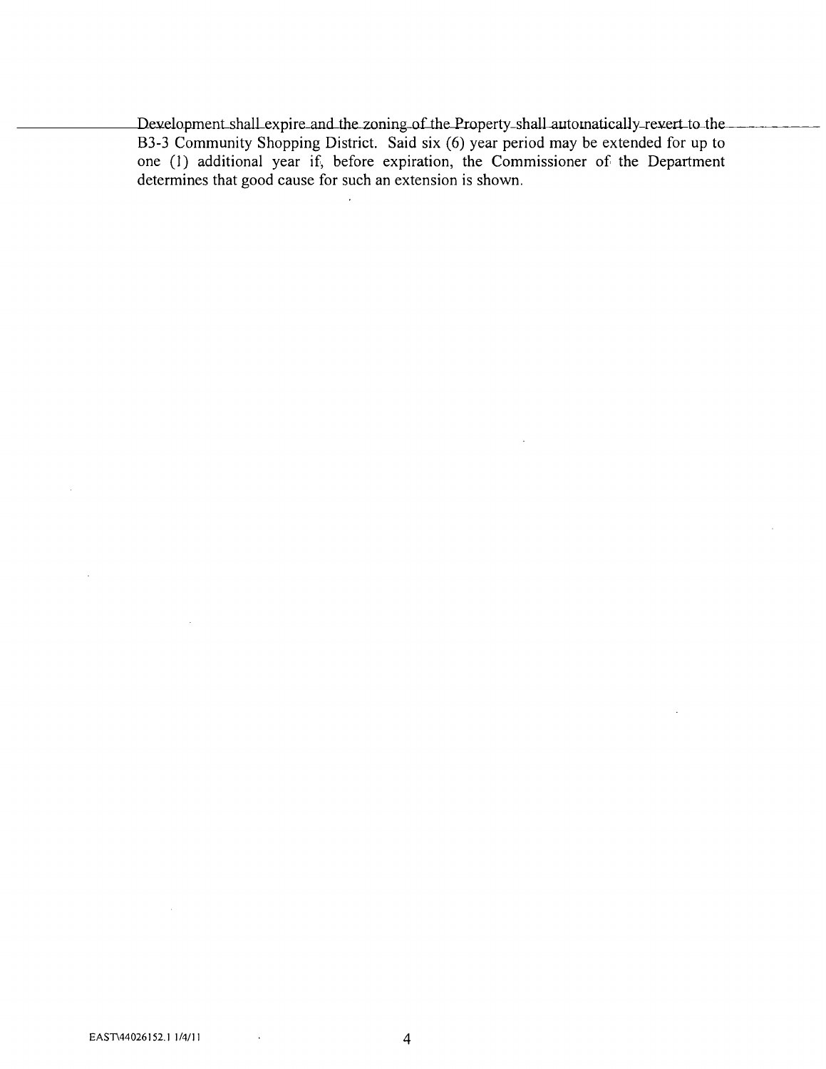Development shall expire and the zoning of the Property shall automatically revert to the B3-3 Community Shopping District. Said six (6) year period may be extended for up to one (1) additional year if, before expiration, the Commissioner of the Department determines that good cause for such an extension is shown.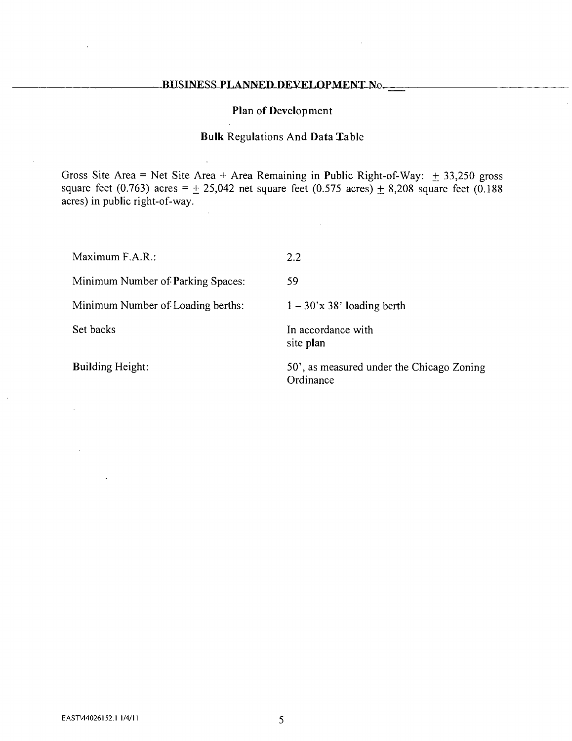## BUSINESS PLANNED DEVELOPMENT No. \_\_\_

### Plan of Development

### Bulk Regulations And Data Table

Gross Site Area = Net Site Area + Area Remaining in Public Right-of-Way: ± 33,250 gross square feet (0.763) acres = ± 25,042 net square feet (0.575 acres) ± 8,208 square feet (0.188 acres) in public right-of-way.

| | |
|---|---|
| Maximum F.A.R.: | 2.2 |
| Minimum Number of Parking Spaces: | 59 |
| Minimum Number of Loading berths: | 1 – 30'x 38' loading berth |
| Set backs | In accordance with site plan |
| Building Height: | 50', as measured under the Chicago Zoning Ordinance |

EAST\44026152.1 1/4/11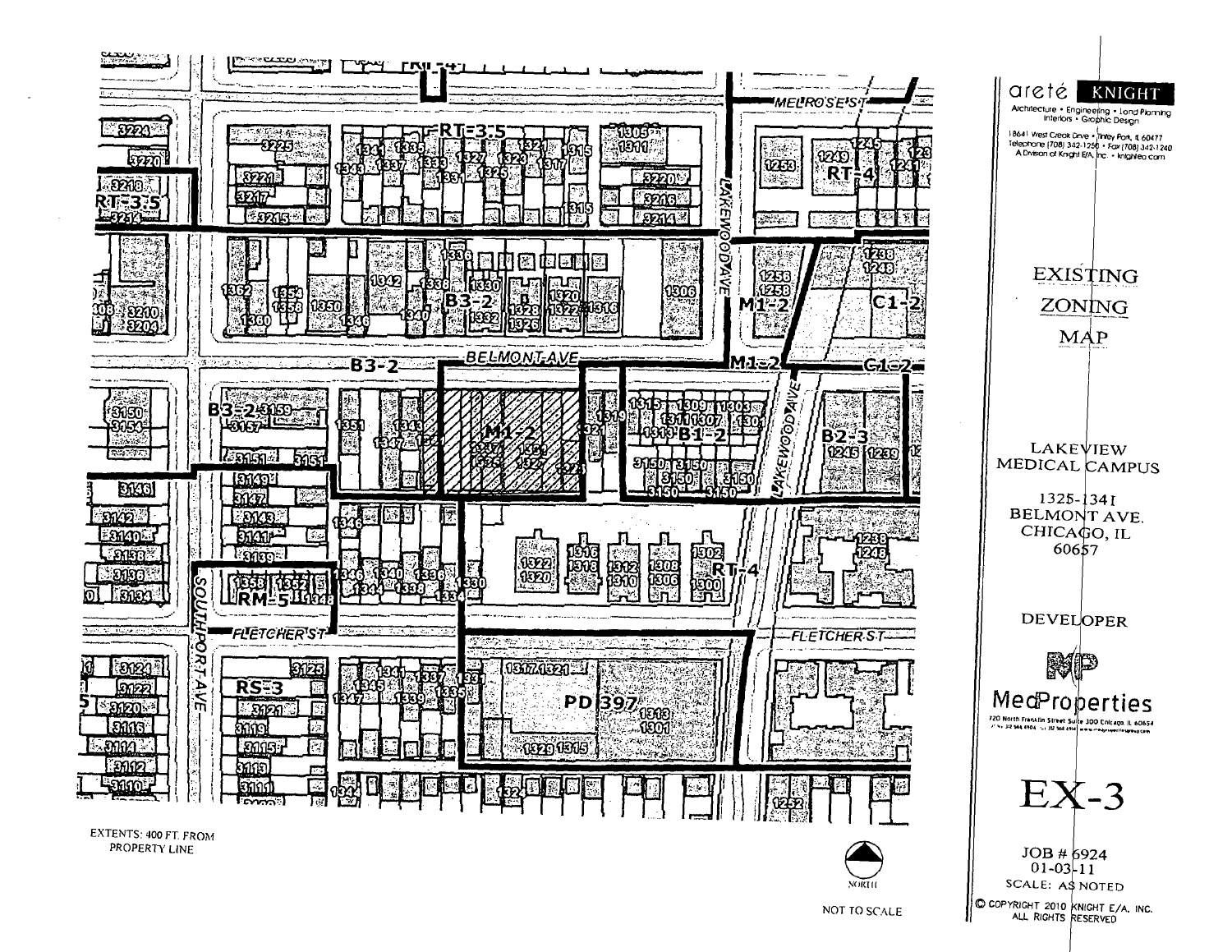aretē KNIGHT

Architecture • Engineering • Land Planning
Interiors • Graphic Design

18641 West Creek Drive • Tinley Park, IL 60477
Telephone (708) 342-1250 • Fax (708) 342-1240
A Division of Knight E/A, Inc. • knightea.com

# EXISTING ZONING MAP

LAKEVIEW MEDICAL CAMPUS

1325-1341 BELMONT AVE.
CHICAGO, IL 60657

DEVELOPER

MedProperties

720 North Franklin Street Suite 300 Chicago, IL 60654

## EX-3

JOB # 6924
01-03-11
SCALE: AS NOTED

© COPYRIGHT 2010 KNIGHT E/A, INC. ALL RIGHTS RESERVED

EXTENTS: 400 FT. FROM PROPERTY LINE

NORTH

NOT TO SCALE

MELROSE ST
BELMONT AVE
FLETCHER ST
LAKEWOOD AVE
SOUTHPORT AVE

RT-3.5, RT-4, B3-2, M1-2, C1-2, B1-2, B2-3, RM-5, RS-3, PD 397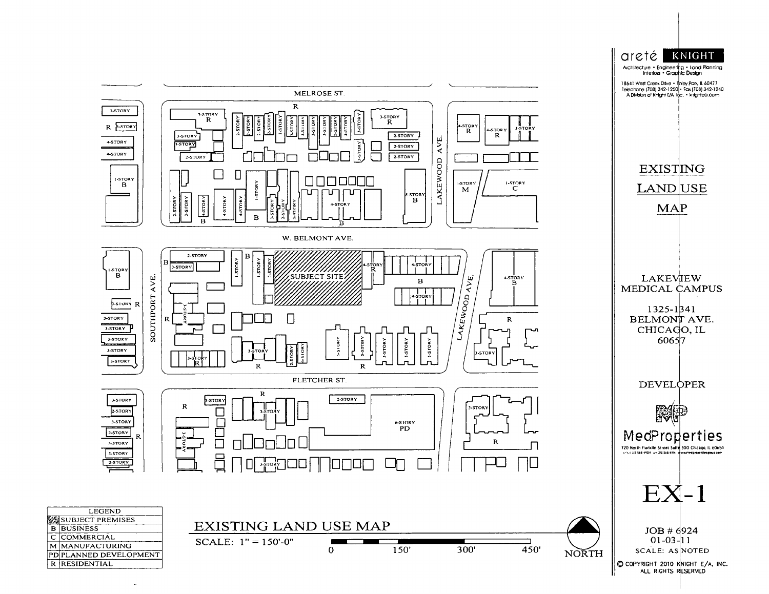# EXISTING LAND USE MAP

SCALE: 1" = 150'-0"

0 150' 300' 450'

NORTH

MELROSE ST.

W. BELMONT AVE.

FLETCHER ST.

SOUTHPORT AVE.

LAKEWOOD AVE.

SUBJECT SITE

| LEGEND | |
|---|---|
| | SUBJECT PREMISES |
| B | BUSINESS |
| C | COMMERCIAL |
| M | MANUFACTURING |
| PD | PLANNED DEVELOPMENT |
| R | RESIDENTIAL |

areté KNIGHT

Architecture • Engineering • Land Planning
Interiors • Graphic Design

18641 West Creek Drive • Tinley Park, IL 60477
Telephone (708) 342-1250 • Fax (708) 342-1240
A Division of Knight E/A, Inc. • knightea.com

## EXISTING LAND USE MAP

LAKEVIEW MEDICAL CAMPUS
1325-1341
BELMONT AVE.
CHICAGO, IL
60657

DEVELOPER

MedProperties

720 North Franklin Street Suite 300 Chicago, IL 60654

EX-1

JOB # 6924
01-03-11
SCALE: AS NOTED

© COPYRIGHT 2010 KNIGHT E/A, INC.
ALL RIGHTS RESERVED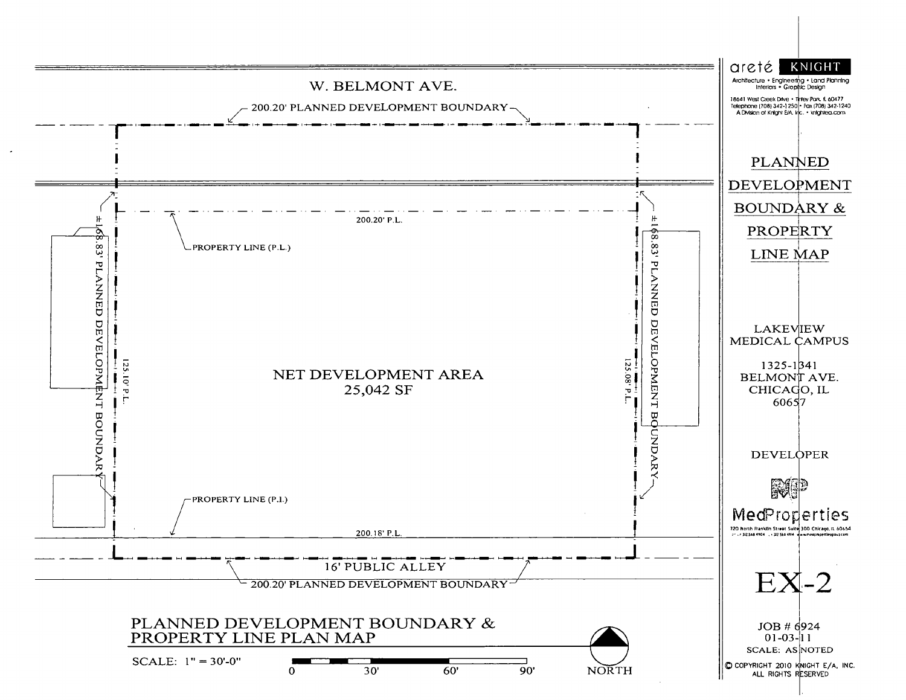W. BELMONT AVE.

200.20' PLANNED DEVELOPMENT BOUNDARY

200.20' P.L.

PROPERTY LINE (P.L.)

±168.83' PLANNED DEVELOPMENT BOUNDARY

125.10' P.L.

NET DEVELOPMENT AREA
25,042 SF

125.08' P.L.

±168.83' PLANNED DEVELOPMENT BOUNDARY

PROPERTY LINE (P.L.)

200.18' P.L.

16' PUBLIC ALLEY

200.20' PLANNED DEVELOPMENT BOUNDARY

## PLANNED DEVELOPMENT BOUNDARY & PROPERTY LINE PLAN MAP

SCALE: 1" = 30'-0"

0 30' 60' 90'

NORTH

areté KNIGHT

Architecture • Engineering • Land Planning
Interiors • Graphic Design

18641 West Creek Drive • Tinley Park, IL 60477
Telephone (708) 342-1250 • Fax (708) 342-1240
A Division of Knight E/A, Inc. • knightea.com

# PLANNED DEVELOPMENT BOUNDARY & PROPERTY LINE MAP

LAKEVIEW MEDICAL CAMPUS

1325-1341
BELMONT AVE.
CHICAGO, IL
60657

DEVELOPER

MedProperties

720 North Franklin Street Suite 300 Chicago, IL 60654

# EX-2

JOB # 6924
01-03-11
SCALE: AS NOTED

© COPYRIGHT 2010 KNIGHT E/A, INC.
ALL RIGHTS RESERVED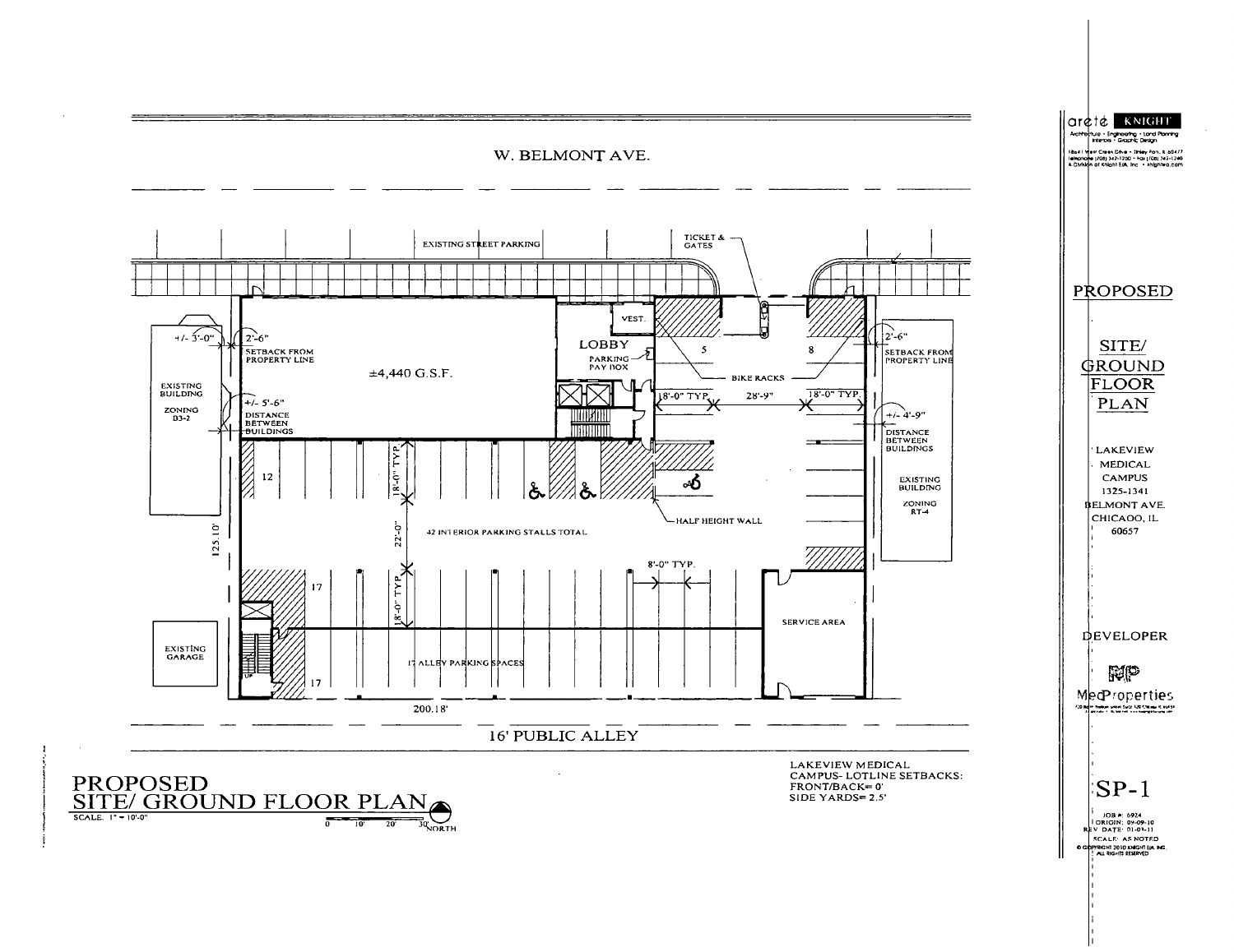W. BELMONT AVE.

EXISTING STREET PARKING

TICKET & GATES

+/- 3'-0"

2'-6" SETBACK FROM PROPERTY LINE

±4,440 G.S.F.

VEST.

LOBBY

PARKING PAY BOX

5

8

BIKE RACKS

2'-6" SETBACK FROM PROPERTY LINE

EXISTING BUILDING

ZONING B3-2

+/- 5'-6" DISTANCE BETWEEN BUILDINGS

18'-0" TYP.

28'-9"

18'-0" TYP.

+/- 4'-9" DISTANCE BETWEEN BUILDINGS

12

18'-0" TYP.

22'-0"

42 INTERIOR PARKING STALLS TOTAL

HALF HEIGHT WALL

EXISTING BUILDING

ZONING RT-4

125.10'

17

18'-0" TYP.

8'-0" TYP.

SERVICE AREA

EXISTING GARAGE

17 ALLEY PARKING SPACES

17

UP

200.18'

16' PUBLIC ALLEY

# PROPOSED SITE/ GROUND FLOOR PLAN

SCALE: 1" = 10'-0"

0 10' 20' 30' NORTH

LAKEVIEW MEDICAL CAMPUS- LOTLINE SETBACKS:
FRONT/BACK= 0'
SIDE YARDS= 2.5'

areté KNIGHT
Architecture • Engineering • Land Planning
Interiors • Graphic Design

PROPOSED

SITE/ GROUND FLOOR PLAN

LAKEVIEW MEDICAL CAMPUS
1325-1341 BELMONT AVE.
CHICAGO, IL
60657

DEVELOPER

MedProperties

SP-1

JOB #: 6924
ORIGIN: 09-09-10
REV DATE: 01-03-11
SCALE: AS NOTED
© COPYRIGHT 2010 KNIGHT E/A, INC.
ALL RIGHTS RESERVED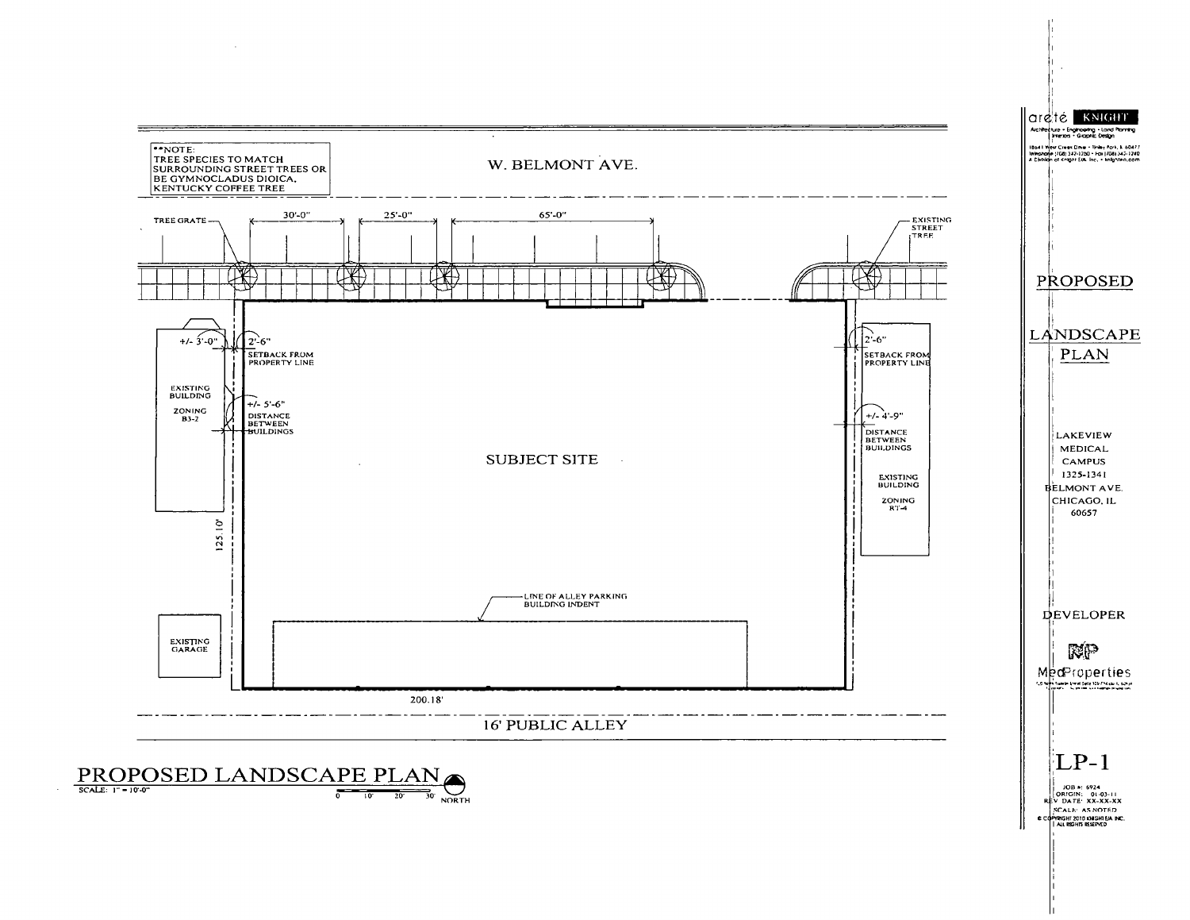**NOTE:
TREE SPECIES TO MATCH SURROUNDING STREET TREES OR BE GYMNOCLADUS DIOICA, KENTUCKY COFFEE TREE

W. BELMONT AVE.

TREE GRATE

30'-0"

25'-0"

65'-0"

EXISTING STREET TREE

+/- 3'-0"

2'-6"
SETBACK FROM PROPERTY LINE

EXISTING BUILDING

ZONING B3-2

+/- 5'-6"
DISTANCE BETWEEN BUILDINGS

2'-6"
SETBACK FROM PROPERTY LINE

+/- 4'-9"
DISTANCE BETWEEN BUILDINGS

EXISTING BUILDING

ZONING RT-4

SUBJECT SITE

125.10'

LINE OF ALLEY PARKING BUILDING INDENT

EXISTING GARAGE

200.18'

16' PUBLIC ALLEY

# PROPOSED LANDSCAPE PLAN

SCALE: 1" = 10'-0"

0 10' 20' 30'

NORTH

arete KNIGHT
Architecture • Engineering • Land Planning
Interiors • Graphic Design

18641 West Creek Drive • Tinley Park, IL 60477
Telephone (708) 347-1250 • Fax (708) 342-1240
A Division of Knight E/A, Inc. • knightea.com

## PROPOSED LANDSCAPE PLAN

LAKEVIEW MEDICAL CAMPUS
1325-1341 BELMONT AVE.
CHICAGO, IL 60657

DEVELOPER

MedProperties

LP-1

JOB #: 6924
ORIGIN: 01-03-11
REV DATE: XX-XX-XX
SCALE: AS NOTED
© COPYRIGHT 2010 KNIGHT E/A INC.
ALL RIGHTS RESERVED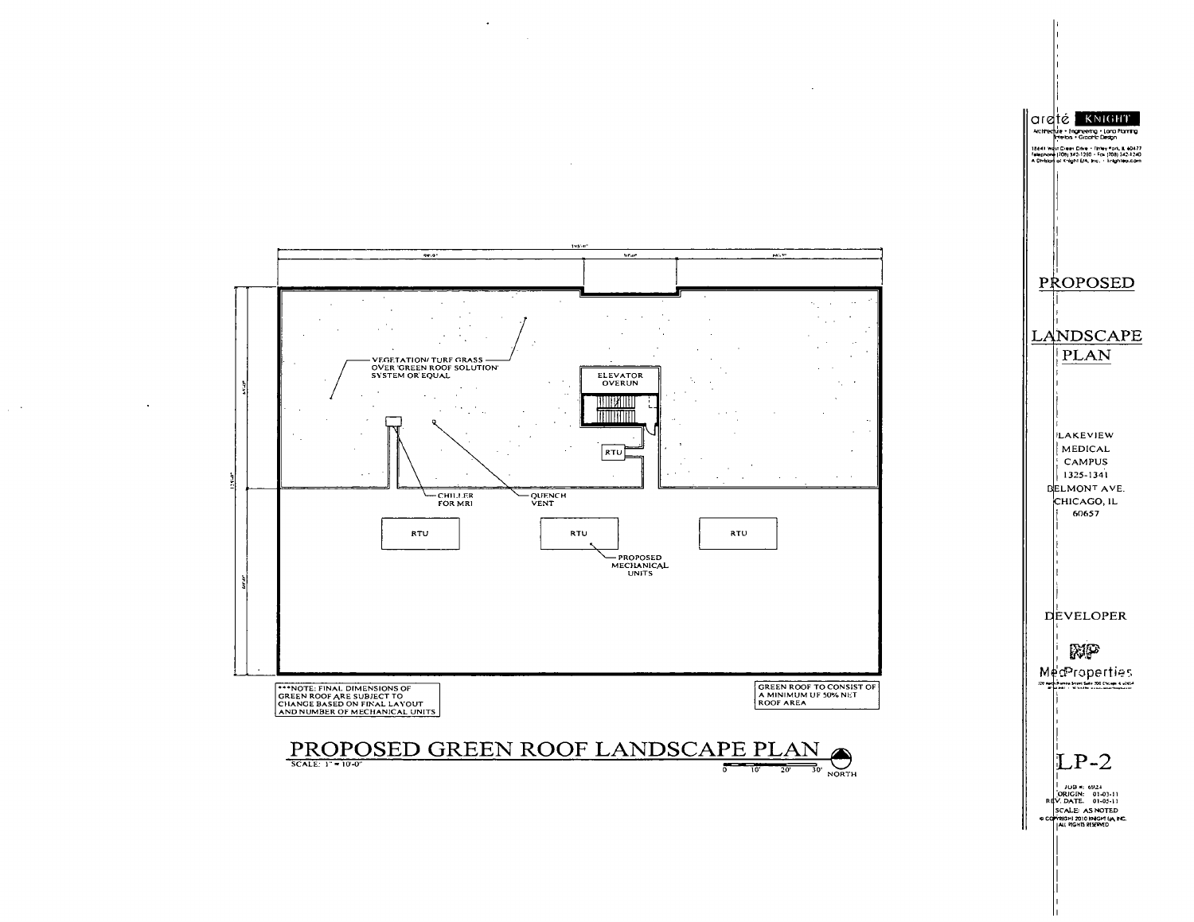VEGETATION/ TURF GRASS OVER 'GREEN ROOF SOLUTION' SYSTEM OR EQUAL

ELEVATOR OVERUN

RTU

CHILLER FOR MRI

QUENCH VENT

RTU

RTU

RTU

PROPOSED MECHANICAL UNITS

***NOTE: FINAL DIMENSIONS OF GREEN ROOF ARE SUBJECT TO CHANGE BASED ON FINAL LAYOUT AND NUMBER OF MECHANICAL UNITS

GREEN ROOF TO CONSIST OF A MINIMUM OF 50% NET ROOF AREA

# PROPOSED GREEN ROOF LANDSCAPE PLAN

SCALE: 1" = 10'-0"

0 10' 20' 30' NORTH

areté KNIGHT

Architecture • Engineering • Land Planning Interiors • Graphic Design

18641 West Creek Drive • Tinley Park, IL 60477
Telephone (708) 342-1200 • Fax (708) 342-1240
A Division of Knight E/A, Inc. • knightea.com

## PROPOSED LANDSCAPE PLAN

LAKEVIEW MEDICAL CAMPUS
1325-1341 BELMONT AVE.
CHICAGO, IL 60657

DEVELOPER

MedProperties

LP-2

JOB #: 6924
ORIGIN: 01-03-11
REV. DATE: 01-05-11
SCALE: AS NOTED
© COPYRIGHT 2010 KNIGHT E/A, INC. ALL RIGHTS RESERVED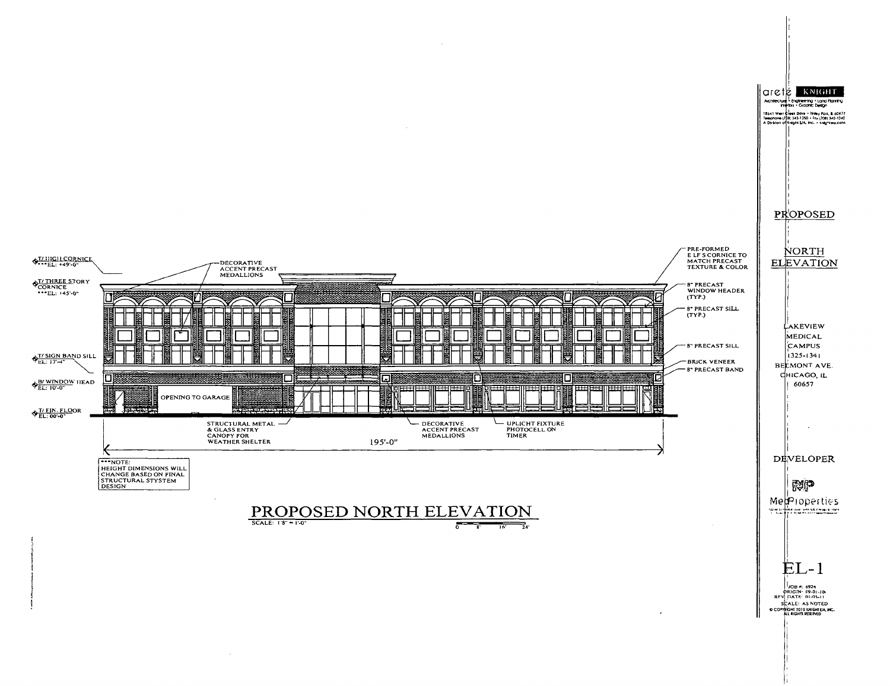T/ HIGH CORNICE
***EL: +49'-0"

T/ THREE STORY CORNICE
***EL: +45'-0"

T/ SIGN BAND SILL
EL: 17'-4"

B/ WINDOW HEAD
EL: 10'-0"

T/ FIN. FLOOR
EL: 00'-0"

DECORATIVE ACCENT PRECAST MEDALLIONS

PRE-FORMED E.I.F.S CORNICE TO MATCH PRECAST TEXTURE & COLOR

8" PRECAST WINDOW HEADER (TYP.)

8" PRECAST SILL (TYP.)

8" PRECAST SILL

BRICK VENEER

8" PRECAST BAND

OPENING TO GARAGE

STRUCTURAL METAL & GLASS ENTRY CANOPY FOR WEATHER SHELTER

DECORATIVE ACCENT PRECAST MEDALLIONS

UPLIGHT FIXTURE PHOTOCELL ON TIMER

195'-0"

***NOTE:
HEIGHT DIMENSIONS WILL CHANGE BASED ON FINAL STRUCTURAL STYSTEM DESIGN

# PROPOSED NORTH ELEVATION

SCALE: 1/8" = 1'-0"

0 8' 16' 24'

arete KNIGHT
Architecture • Engineering • Land Planning
Interiors • Graphic Design

18541 West Creek Drive • Tinley Park, IL 60477
Telephone (708) 342-1250 • Fax (708) 342-1240
A Division of Knight E/A, Inc. • knightea.com

PROPOSED

NORTH ELEVATION

LAKEVIEW MEDICAL CAMPUS
1325-1341 BELMONT AVE.
CHICAGO, IL 60657

DEVELOPER

MP
MedProperties

EL-1

JOB #: 6924
ORIGIN: 09-01-10
REV. DATE: 01-05-11
SCALE: AS NOTED
© COPYRIGHT 2010 KNIGHT E/A, INC.
ALL RIGHTS RESERVED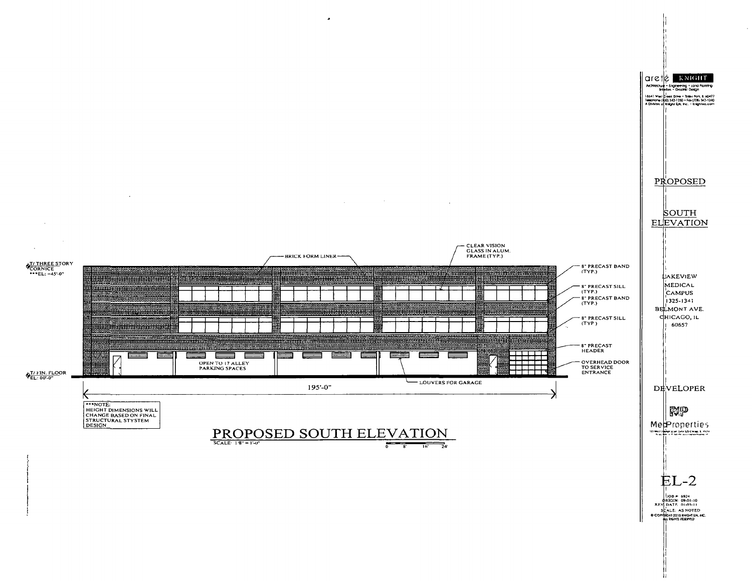T/ THREE STORY CORNICE
***EL: ±45'-0"

BRICK FORM LINER

CLEAR VISION GLASS IN ALUM. FRAME (TYP.)

8" PRECAST BAND (TYP.)

8" PRECAST SILL (TYP.)

8" PRECAST BAND (TYP.)

8" PRECAST SILL (TYP.)

8" PRECAST HEADER

OVERHEAD DOOR TO SERVICE ENTRANCE

OPEN TO 17 ALLEY PARKING SPACES

LOUVERS FOR GARAGE

T/ FIN. FLOOR
EL: 00'-0"

195'-0"

***NOTE:
HEIGHT DIMENSIONS WILL CHANGE BASED ON FINAL STRUCTURAL STYSTEM DESIGN

# PROPOSED SOUTH ELEVATION

SCALE: 1/8" = 1'-0"

0 8' 16' 24'

arete KNIGHT
Architecture • Engineering • Land Planning
Interiors • Graphic Design
18641 West Creek Drive • Tinley Park, IL 60477
Telephone (800) 342-1250 • Fax (708) 342-1240
A Division of Knight E/A, Inc. • knightea.com

PROPOSED

SOUTH ELEVATION

LAKEVIEW MEDICAL CAMPUS
1325-1341 BELMONT AVE.
CHICAGO, IL 60657

DEVELOPER

MedProperties

EL-2

JOB #: 6924
ORIGIN: 09-01-10
REV. DATE: 01-03-11
SCALE: AS NOTED
© COPYRIGHT 2010 KNIGHT E/A, INC.
ALL RIGHTS RESERVED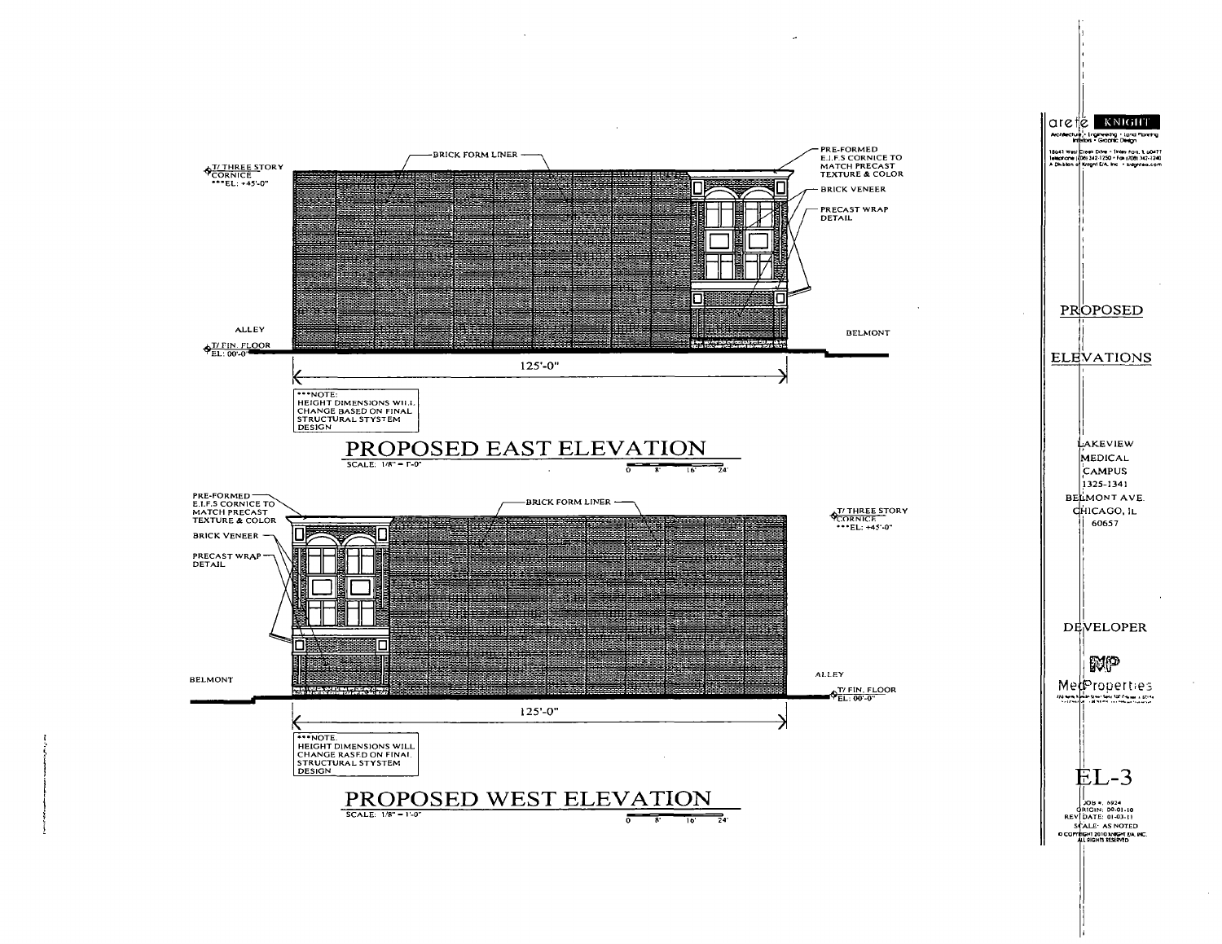BRICK FORM LINER

PRE-FORMED E.I.F.S CORNICE TO MATCH PRECAST TEXTURE & COLOR

BRICK VENEER

PRECAST WRAP DETAIL

T/ THREE STORY CORNICE
***EL: +45'-0"

ALLEY

BELMONT

T/ FIN. FLOOR
EL: 00'-0"

125'-0"

***NOTE:
HEIGHT DIMENSIONS WILL CHANGE BASED ON FINAL STRUCTURAL STYSTEM DESIGN

## PROPOSED EAST ELEVATION

SCALE: 1/8" = 1'-0"

0 8' 16' 24'

PRE-FORMED E.I.F.S CORNICE TO MATCH PRECAST TEXTURE & COLOR

BRICK VENEER

PRECAST WRAP DETAIL

BRICK FORM LINER

T/ THREE STORY CORNICE
***EL: +45'-0"

BELMONT

ALLEY

T/ FIN. FLOOR
EL: 00'-0"

125'-0"

***NOTE:
HEIGHT DIMENSIONS WILL CHANGE BASED ON FINAL STRUCTURAL STYSTEM DESIGN

## PROPOSED WEST ELEVATION

SCALE: 1/8" = 1'-0"

0 8' 16' 24'

arete KNIGHT
Architecture • Engineering • Land Planning
Interiors • Graphic Design

18641 West Creek Drive • Tinley Park, IL 60477
Telephone (708) 342-1250 • Fax (708) 342-1240
A Division of Knight E/A, Inc. • knightea.com

PROPOSED

ELEVATIONS

LAKEVIEW
MEDICAL
CAMPUS
1325-1341
BELMONT AVE.
CHICAGO, IL
60657

DEVELOPER

MedProperties

EL-3

JOB #: 6924
ORIGIN: 00-01-10
REV DATE: 01-03-11
SCALE: AS NOTED
© COPYRIGHT 2010 KNIGHT E/A, INC.
ALL RIGHTS RESERVED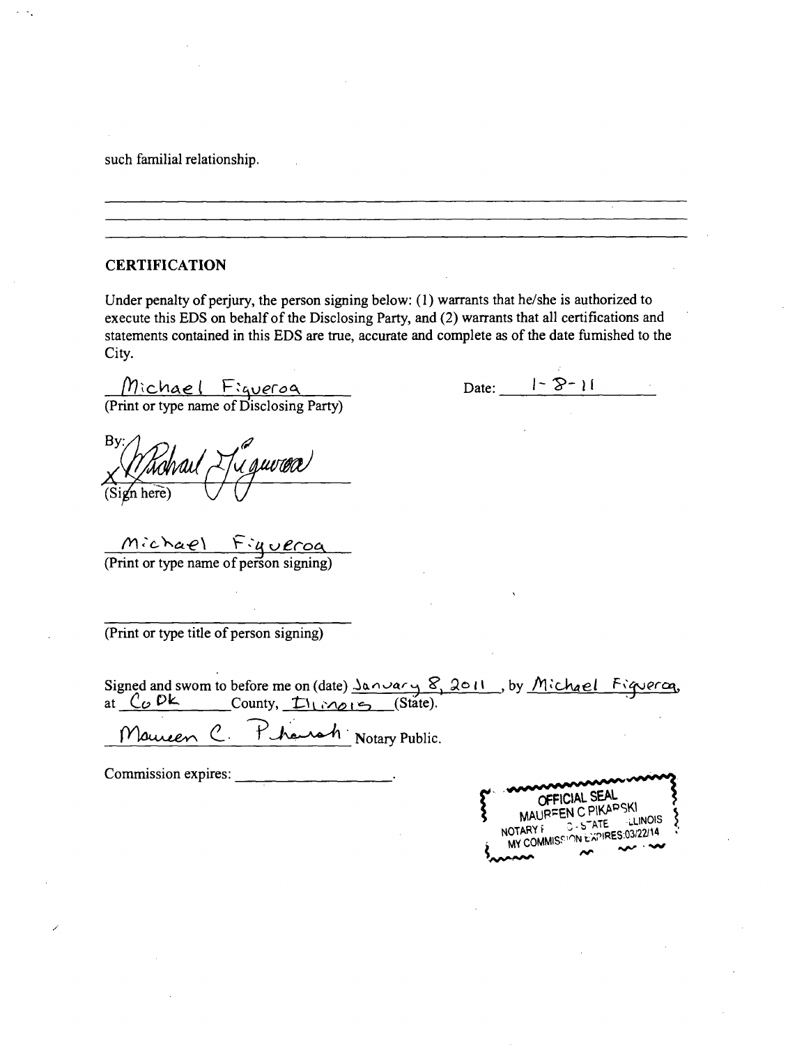such familial relationship.

---

---

---

## CERTIFICATION

Under penalty of perjury, the person signing below: (1) warrants that he/she is authorized to execute this EDS on behalf of the Disclosing Party, and (2) warrants that all certifications and statements contained in this EDS are true, accurate and complete as of the date furnished to the City.

Michael Figueroa
(Print or type name of Disclosing Party)

Date: 1-8-11

By: Michael Figueroa
(Sign here)

Michael Figueroa
(Print or type name of person signing)

________________________
(Print or type title of person signing)

Signed and sworn to before me on (date) January 8, 2011, by Michael Figueroa, at Cook County, Illinois (State).

Maureen C. Pikarski Notary Public.

Commission expires: ____________________.

OFFICIAL SEAL
MAUREEN C PIKARSKI
NOTARY PUBLIC - STATE OF ILLINOIS
MY COMMISSION EXPIRES:03/22/14